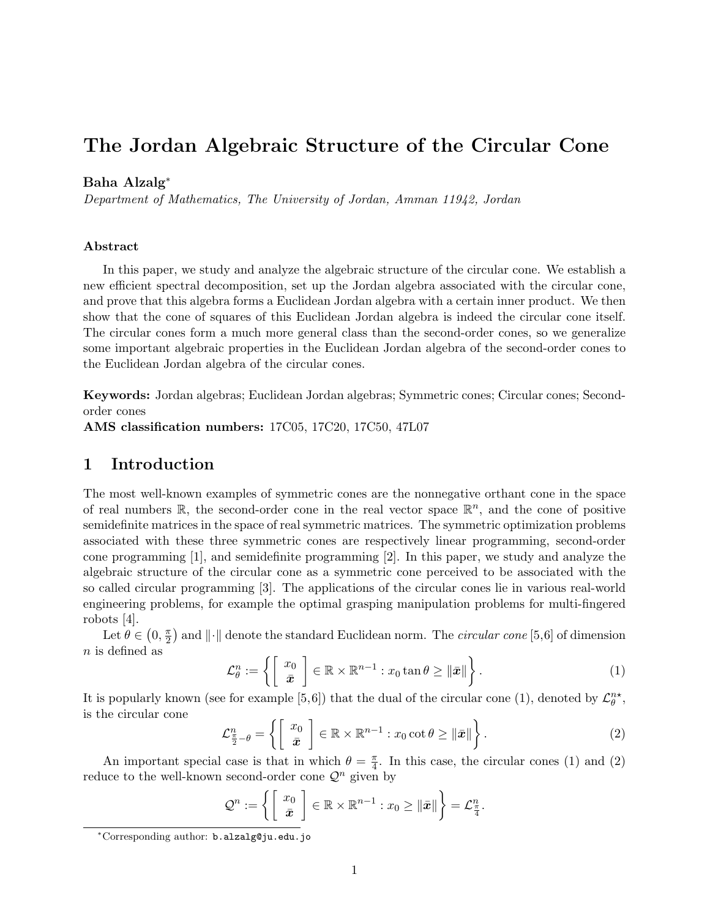# The Jordan Algebraic Structure of the Circular Cone

**Baha Alzalg**[*]

*Department of Mathematics, The University of Jordan, Amman 11942, Jordan*

### Abstract

In this paper, we study and analyze the algebraic structure of the circular cone. We establish a new efficient spectral decomposition, set up the Jordan algebra associated with the circular cone, and prove that this algebra forms a Euclidean Jordan algebra with a certain inner product. We then show that the cone of squares of this Euclidean Jordan algebra is indeed the circular cone itself. The circular cones form a much more general class than the second-order cones, so we generalize some important algebraic properties in the Euclidean Jordan algebra of the second-order cones to the Euclidean Jordan algebra of the circular cones.

**Keywords:** Jordan algebras; Euclidean Jordan algebras; Symmetric cones; Circular cones; Second-order cones
**AMS classification numbers:** 17C05, 17C20, 17C50, 47L07

## 1 Introduction

The most well-known examples of symmetric cones are the nonnegative orthant cone in the space of real numbers $\mathbb{R}$, the second-order cone in the real vector space $\mathbb{R}^n$, and the cone of positive semidefinite matrices in the space of real symmetric matrices. The symmetric optimization problems associated with these three symmetric cones are respectively linear programming, second-order cone programming [1], and semidefinite programming [2]. In this paper, we study and analyze the algebraic structure of the circular cone as a symmetric cone perceived to be associated with the so called circular programming [3]. The applications of the circular cones lie in various real-world engineering problems, for example the optimal grasping manipulation problems for multi-fingered robots [4].

Let $\theta \in \left(0, \frac{\pi}{2}\right)$ and $\|\cdot\|$ denote the standard Euclidean norm. The *circular cone* [5,6] of dimension $n$ is defined as

$$\mathcal{L}_\theta^n := \left\{ \begin{bmatrix} x_0 \\ \bar{\boldsymbol{x}} \end{bmatrix} \in \mathbb{R} \times \mathbb{R}^{n-1} : x_0 \tan\theta \geq \|\bar{\boldsymbol{x}}\| \right\}. \tag{1}$$

It is popularly known (see for example [5,6]) that the dual of the circular cone (1), denoted by $\mathcal{L}_\theta^{n\star}$, is the circular cone

$$\mathcal{L}_{\frac{\pi}{2}-\theta}^n = \left\{ \begin{bmatrix} x_0 \\ \bar{\boldsymbol{x}} \end{bmatrix} \in \mathbb{R} \times \mathbb{R}^{n-1} : x_0 \cot\theta \geq \|\bar{\boldsymbol{x}}\| \right\}. \tag{2}$$

An important special case is that in which $\theta = \frac{\pi}{4}$. In this case, the circular cones (1) and (2) reduce to the well-known second-order cone $\mathcal{Q}^n$ given by

$$\mathcal{Q}^n := \left\{ \begin{bmatrix} x_0 \\ \bar{\boldsymbol{x}} \end{bmatrix} \in \mathbb{R} \times \mathbb{R}^{n-1} : x_0 \geq \|\bar{\boldsymbol{x}}\| \right\} = \mathcal{L}_{\frac{\pi}{4}}^n.$$

[*]Corresponding author: b.alzalg@ju.edu.jo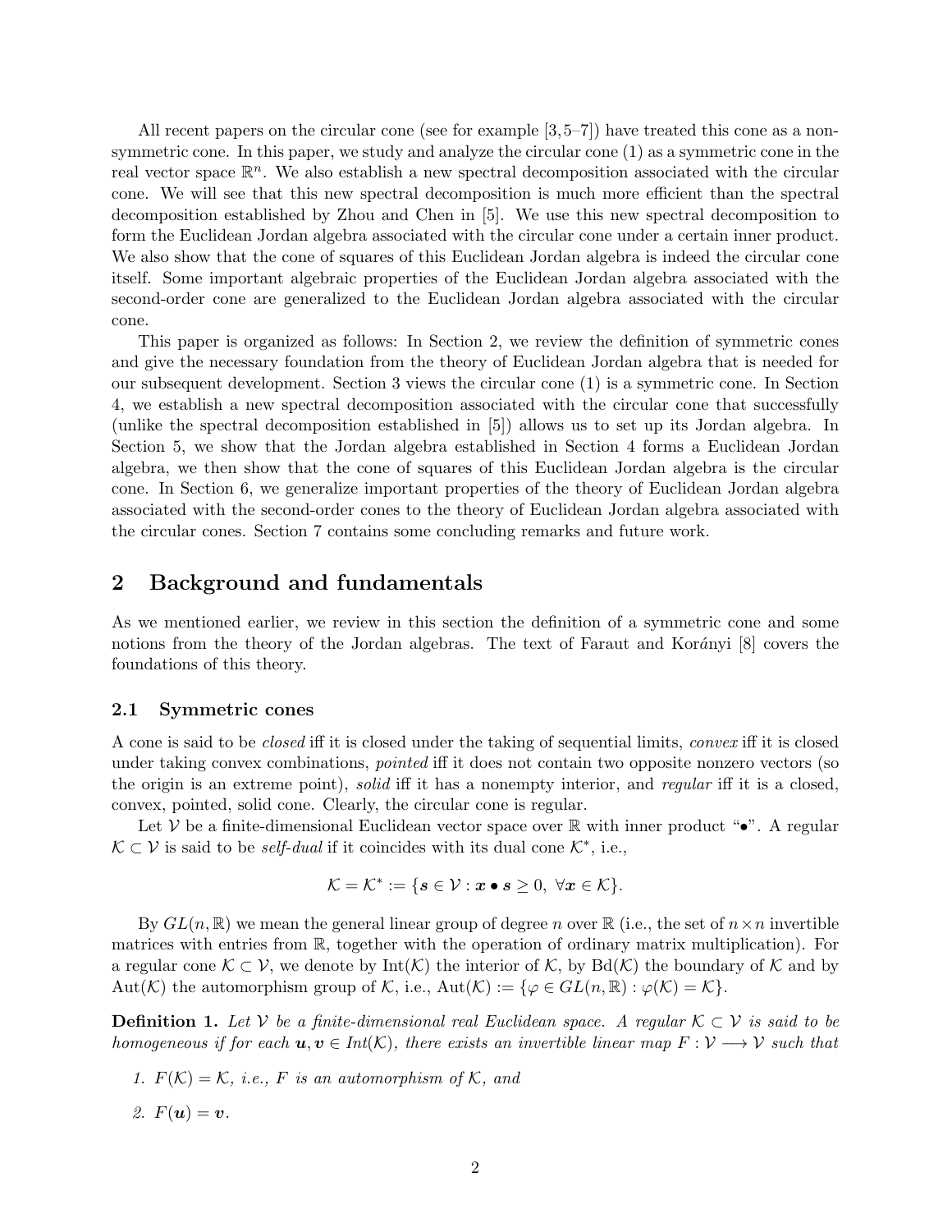All recent papers on the circular cone (see for example [3,5–7]) have treated this cone as a non-symmetric cone. In this paper, we study and analyze the circular cone (1) as a symmetric cone in the real vector space $\mathbb{R}^n$. We also establish a new spectral decomposition associated with the circular cone. We will see that this new spectral decomposition is much more efficient than the spectral decomposition established by Zhou and Chen in [5]. We use this new spectral decomposition to form the Euclidean Jordan algebra associated with the circular cone under a certain inner product. We also show that the cone of squares of this Euclidean Jordan algebra is indeed the circular cone itself. Some important algebraic properties of the Euclidean Jordan algebra associated with the second-order cone are generalized to the Euclidean Jordan algebra associated with the circular cone.

This paper is organized as follows: In Section 2, we review the definition of symmetric cones and give the necessary foundation from the theory of Euclidean Jordan algebra that is needed for our subsequent development. Section 3 views the circular cone (1) is a symmetric cone. In Section 4, we establish a new spectral decomposition associated with the circular cone that successfully (unlike the spectral decomposition established in [5]) allows us to set up its Jordan algebra. In Section 5, we show that the Jordan algebra established in Section 4 forms a Euclidean Jordan algebra, we then show that the cone of squares of this Euclidean Jordan algebra is the circular cone. In Section 6, we generalize important properties of the theory of Euclidean Jordan algebra associated with the second-order cones to the theory of Euclidean Jordan algebra associated with the circular cones. Section 7 contains some concluding remarks and future work.

## 2 Background and fundamentals

As we mentioned earlier, we review in this section the definition of a symmetric cone and some notions from the theory of the Jordan algebras. The text of Faraut and Korányi [8] covers the foundations of this theory.

### 2.1 Symmetric cones

A cone is said to be *closed* iff it is closed under the taking of sequential limits, *convex* iff it is closed under taking convex combinations, *pointed* iff it does not contain two opposite nonzero vectors (so the origin is an extreme point), *solid* iff it has a nonempty interior, and *regular* iff it is a closed, convex, pointed, solid cone. Clearly, the circular cone is regular.

Let $\mathcal{V}$ be a finite-dimensional Euclidean vector space over $\mathbb{R}$ with inner product "$\bullet$". A regular $\mathcal{K} \subset \mathcal{V}$ is said to be *self-dual* if it coincides with its dual cone $\mathcal{K}^*$, i.e.,

$$\mathcal{K} = \mathcal{K}^* := \{\boldsymbol{s} \in \mathcal{V} : \boldsymbol{x} \bullet \boldsymbol{s} \geq 0, \ \forall \boldsymbol{x} \in \mathcal{K}\}.$$

By $GL(n, \mathbb{R})$ we mean the general linear group of degree $n$ over $\mathbb{R}$ (i.e., the set of $n \times n$ invertible matrices with entries from $\mathbb{R}$, together with the operation of ordinary matrix multiplication). For a regular cone $\mathcal{K} \subset \mathcal{V}$, we denote by $\text{Int}(\mathcal{K})$ the interior of $\mathcal{K}$, by $\text{Bd}(\mathcal{K})$ the boundary of $\mathcal{K}$ and by $\text{Aut}(\mathcal{K})$ the automorphism group of $\mathcal{K}$, i.e., $\text{Aut}(\mathcal{K}) := \{\varphi \in GL(n, \mathbb{R}) : \varphi(\mathcal{K}) = \mathcal{K}\}$.

**Definition 1.** *Let $\mathcal{V}$ be a finite-dimensional real Euclidean space. A regular $\mathcal{K} \subset \mathcal{V}$ is said to be homogeneous if for each $\boldsymbol{u}, \boldsymbol{v} \in Int(\mathcal{K})$, there exists an invertible linear map $F : \mathcal{V} \longrightarrow \mathcal{V}$ such that*

1. *$F(\mathcal{K}) = \mathcal{K}$, i.e., $F$ is an automorphism of $\mathcal{K}$, and*
2. *$F(\boldsymbol{u}) = \boldsymbol{v}$.*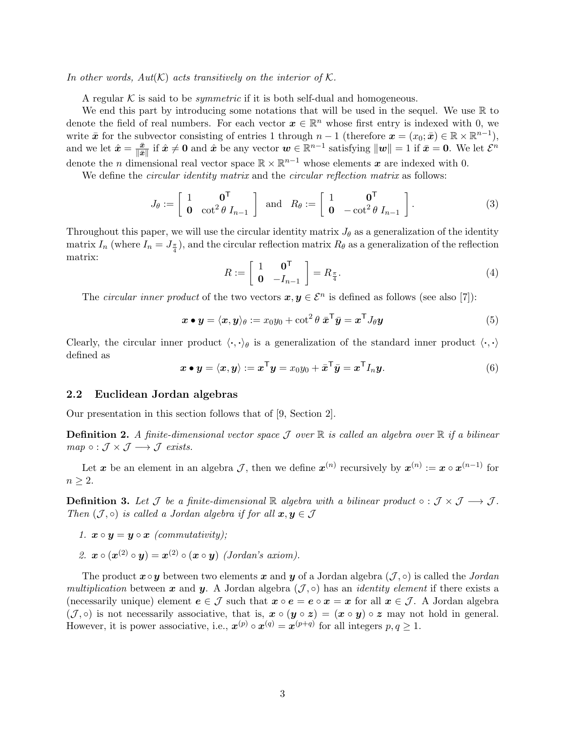*In other words, $Aut(\mathcal{K})$ acts transitively on the interior of $\mathcal{K}$.*

A regular $\mathcal{K}$ is said to be *symmetric* if it is both self-dual and homogeneous.

We end this part by introducing some notations that will be used in the sequel. We use $\mathbb{R}$ to denote the field of real numbers. For each vector $\boldsymbol{x} \in \mathbb{R}^n$ whose first entry is indexed with 0, we write $\bar{\boldsymbol{x}}$ for the subvector consisting of entries 1 through $n-1$ (therefore $\boldsymbol{x} = (x_0; \bar{\boldsymbol{x}}) \in \mathbb{R} \times \mathbb{R}^{n-1}$), and we let $\hat{\boldsymbol{x}} = \frac{\bar{\boldsymbol{x}}}{\|\bar{\boldsymbol{x}}\|}$ if $\hat{\boldsymbol{x}} \neq \boldsymbol{0}$ and $\hat{\boldsymbol{x}}$ be any vector $\boldsymbol{w} \in \mathbb{R}^{n-1}$ satisfying $\|\boldsymbol{w}\| = 1$ if $\bar{\boldsymbol{x}} = \boldsymbol{0}$. We let $\mathcal{E}^n$ denote the $n$ dimensional real vector space $\mathbb{R} \times \mathbb{R}^{n-1}$ whose elements $\boldsymbol{x}$ are indexed with 0.

We define the *circular identity matrix* and the *circular reflection matrix* as follows:

$$J_\theta := \begin{bmatrix} 1 & \boldsymbol{0}^\mathsf{T} \\ \boldsymbol{0} & \cot^2\theta \, I_{n-1} \end{bmatrix} \text{ and } R_\theta := \begin{bmatrix} 1 & \boldsymbol{0}^\mathsf{T} \\ \boldsymbol{0} & -\cot^2\theta \, I_{n-1} \end{bmatrix}. \tag{3}$$

Throughout this paper, we will use the circular identity matrix $J_\theta$ as a generalization of the identity matrix $I_n$ (where $I_n = J_{\frac{\pi}{4}}$), and the circular reflection matrix $R_\theta$ as a generalization of the reflection matrix:

$$R := \begin{bmatrix} 1 & \boldsymbol{0}^\mathsf{T} \\ \boldsymbol{0} & -I_{n-1} \end{bmatrix} = R_{\frac{\pi}{4}}. \tag{4}$$

The *circular inner product* of the two vectors $\boldsymbol{x}, \boldsymbol{y} \in \mathcal{E}^n$ is defined as follows (see also [7]):

$$\boldsymbol{x} \bullet \boldsymbol{y} = \langle \boldsymbol{x}, \boldsymbol{y} \rangle_\theta := x_0 y_0 + \cot^2\theta \, \bar{\boldsymbol{x}}^\mathsf{T} \bar{\boldsymbol{y}} = \boldsymbol{x}^\mathsf{T} J_\theta \boldsymbol{y} \tag{5}$$

Clearly, the circular inner product $\langle \cdot, \cdot \rangle_\theta$ is a generalization of the standard inner product $\langle \cdot, \cdot \rangle$ defined as

$$\boldsymbol{x} \bullet \boldsymbol{y} = \langle \boldsymbol{x}, \boldsymbol{y} \rangle := \boldsymbol{x}^\mathsf{T} \boldsymbol{y} = x_0 y_0 + \bar{\boldsymbol{x}}^\mathsf{T} \bar{\boldsymbol{y}} = \boldsymbol{x}^\mathsf{T} I_n \boldsymbol{y}. \tag{6}$$

### 2.2 Euclidean Jordan algebras

Our presentation in this section follows that of [9, Section 2].

**Definition 2.** *A finite-dimensional vector space $\mathcal{J}$ over $\mathbb{R}$ is called an algebra over $\mathbb{R}$ if a bilinear map $\circ : \mathcal{J} \times \mathcal{J} \longrightarrow \mathcal{J}$ exists.*

Let $\boldsymbol{x}$ be an element in an algebra $\mathcal{J}$, then we define $\boldsymbol{x}^{(n)}$ recursively by $\boldsymbol{x}^{(n)} := \boldsymbol{x} \circ \boldsymbol{x}^{(n-1)}$ for $n \geq 2$.

**Definition 3.** *Let $\mathcal{J}$ be a finite-dimensional $\mathbb{R}$ algebra with a bilinear product $\circ : \mathcal{J} \times \mathcal{J} \longrightarrow \mathcal{J}$. Then $(\mathcal{J}, \circ)$ is called a Jordan algebra if for all $\boldsymbol{x}, \boldsymbol{y} \in \mathcal{J}$*

1. *$\boldsymbol{x} \circ \boldsymbol{y} = \boldsymbol{y} \circ \boldsymbol{x}$ (commutativity);*
2. *$\boldsymbol{x} \circ (\boldsymbol{x}^{(2)} \circ \boldsymbol{y}) = \boldsymbol{x}^{(2)} \circ (\boldsymbol{x} \circ \boldsymbol{y})$ (Jordan's axiom).*

The product $\boldsymbol{x} \circ \boldsymbol{y}$ between two elements $\boldsymbol{x}$ and $\boldsymbol{y}$ of a Jordan algebra $(\mathcal{J}, \circ)$ is called the *Jordan multiplication* between $\boldsymbol{x}$ and $\boldsymbol{y}$. A Jordan algebra $(\mathcal{J}, \circ)$ has an *identity element* if there exists a (necessarily unique) element $\boldsymbol{e} \in \mathcal{J}$ such that $\boldsymbol{x} \circ \boldsymbol{e} = \boldsymbol{e} \circ \boldsymbol{x} = \boldsymbol{x}$ for all $\boldsymbol{x} \in \mathcal{J}$. A Jordan algebra $(\mathcal{J}, \circ)$ is not necessarily associative, that is, $\boldsymbol{x} \circ (\boldsymbol{y} \circ \boldsymbol{z}) = (\boldsymbol{x} \circ \boldsymbol{y}) \circ \boldsymbol{z}$ may not hold in general. However, it is power associative, i.e., $\boldsymbol{x}^{(p)} \circ \boldsymbol{x}^{(q)} = \boldsymbol{x}^{(p+q)}$ for all integers $p, q \geq 1$.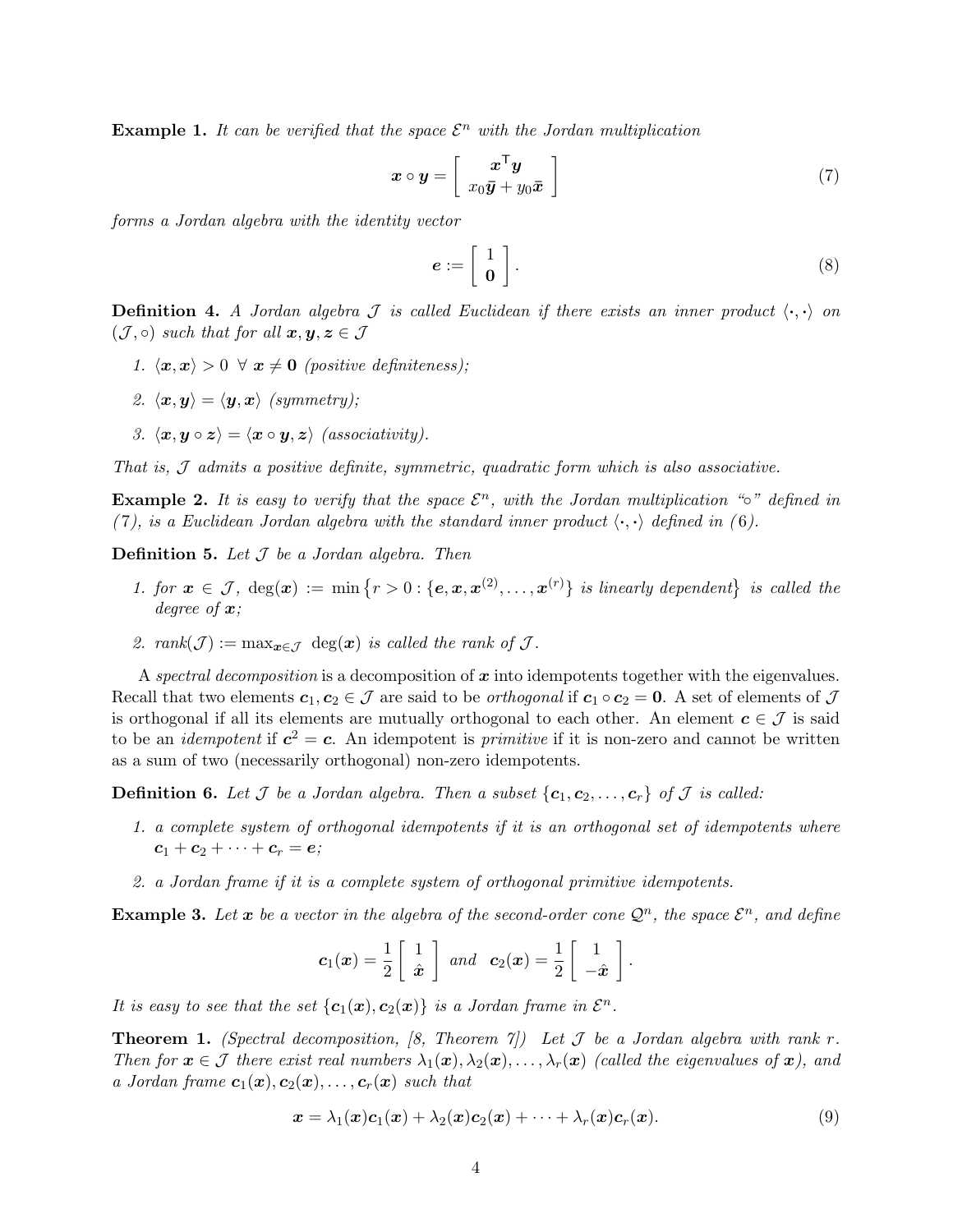**Example 1.** *It can be verified that the space $\mathcal{E}^n$ with the Jordan multiplication*

$$\boldsymbol{x} \circ \boldsymbol{y} = \left[ \begin{array}{c} \boldsymbol{x}^\top \boldsymbol{y} \\ x_0 \bar{\boldsymbol{y}} + y_0 \bar{\boldsymbol{x}} \end{array} \right] \tag{7}$$

*forms a Jordan algebra with the identity vector*

$$\boldsymbol{e} := \left[ \begin{array}{c} 1 \\ \boldsymbol{0} \end{array} \right]. \tag{8}$$

**Definition 4.** *A Jordan algebra $\mathcal{J}$ is called Euclidean if there exists an inner product $\langle \cdot, \cdot \rangle$ on $(\mathcal{J}, \circ)$ such that for all $\boldsymbol{x}, \boldsymbol{y}, \boldsymbol{z} \in \mathcal{J}$*

1. *$\langle \boldsymbol{x}, \boldsymbol{x} \rangle > 0 \ \forall \ \boldsymbol{x} \neq \boldsymbol{0}$ (positive definiteness);*
2. *$\langle \boldsymbol{x}, \boldsymbol{y} \rangle = \langle \boldsymbol{y}, \boldsymbol{x} \rangle$ (symmetry);*
3. *$\langle \boldsymbol{x}, \boldsymbol{y} \circ \boldsymbol{z} \rangle = \langle \boldsymbol{x} \circ \boldsymbol{y}, \boldsymbol{z} \rangle$ (associativity).*

*That is, $\mathcal{J}$ admits a positive definite, symmetric, quadratic form which is also associative.*

**Example 2.** *It is easy to verify that the space $\mathcal{E}^n$, with the Jordan multiplication "$\circ$" defined in (7), is a Euclidean Jordan algebra with the standard inner product $\langle \cdot, \cdot \rangle$ defined in (6).*

**Definition 5.** *Let $\mathcal{J}$ be a Jordan algebra. Then*

1. *for $\boldsymbol{x} \in \mathcal{J}$, $\deg(\boldsymbol{x}) := \min\left\{r > 0 : \{\boldsymbol{e}, \boldsymbol{x}, \boldsymbol{x}^{(2)}, \ldots, \boldsymbol{x}^{(r)}\} \text{ is linearly dependent}\right\}$ is called the degree of $\boldsymbol{x}$;*
2. *$\text{rank}(\mathcal{J}) := \max_{\boldsymbol{x} \in \mathcal{J}} \deg(\boldsymbol{x})$ is called the rank of $\mathcal{J}$.*

A *spectral decomposition* is a decomposition of $\boldsymbol{x}$ into idempotents together with the eigenvalues. Recall that two elements $\boldsymbol{c}_1, \boldsymbol{c}_2 \in \mathcal{J}$ are said to be *orthogonal* if $\boldsymbol{c}_1 \circ \boldsymbol{c}_2 = \boldsymbol{0}$. A set of elements of $\mathcal{J}$ is orthogonal if all its elements are mutually orthogonal to each other. An element $\boldsymbol{c} \in \mathcal{J}$ is said to be an *idempotent* if $\boldsymbol{c}^2 = \boldsymbol{c}$. An idempotent is *primitive* if it is non-zero and cannot be written as a sum of two (necessarily orthogonal) non-zero idempotents.

**Definition 6.** *Let $\mathcal{J}$ be a Jordan algebra. Then a subset $\{\boldsymbol{c}_1, \boldsymbol{c}_2, \ldots, \boldsymbol{c}_r\}$ of $\mathcal{J}$ is called:*

1. *a complete system of orthogonal idempotents if it is an orthogonal set of idempotents where $\boldsymbol{c}_1 + \boldsymbol{c}_2 + \cdots + \boldsymbol{c}_r = \boldsymbol{e}$;*
2. *a Jordan frame if it is a complete system of orthogonal primitive idempotents.*

**Example 3.** *Let $\boldsymbol{x}$ be a vector in the algebra of the second-order cone $\mathcal{Q}^n$, the space $\mathcal{E}^n$, and define*

$$\boldsymbol{c}_1(\boldsymbol{x}) = \frac{1}{2} \left[ \begin{array}{c} 1 \\ \hat{\boldsymbol{x}} \end{array} \right] \text{ and } \ \boldsymbol{c}_2(\boldsymbol{x}) = \frac{1}{2} \left[ \begin{array}{c} 1 \\ -\hat{\boldsymbol{x}} \end{array} \right].$$

*It is easy to see that the set $\{\boldsymbol{c}_1(\boldsymbol{x}), \boldsymbol{c}_2(\boldsymbol{x})\}$ is a Jordan frame in $\mathcal{E}^n$.*

**Theorem 1.** *(Spectral decomposition, [8, Theorem 7]) Let $\mathcal{J}$ be a Jordan algebra with rank $r$. Then for $\boldsymbol{x} \in \mathcal{J}$ there exist real numbers $\lambda_1(\boldsymbol{x}), \lambda_2(\boldsymbol{x}), \ldots, \lambda_r(\boldsymbol{x})$ (called the eigenvalues of $\boldsymbol{x}$), and a Jordan frame $\boldsymbol{c}_1(\boldsymbol{x}), \boldsymbol{c}_2(\boldsymbol{x}), \ldots, \boldsymbol{c}_r(\boldsymbol{x})$ such that*

$$\boldsymbol{x} = \lambda_1(\boldsymbol{x}) \boldsymbol{c}_1(\boldsymbol{x}) + \lambda_2(\boldsymbol{x}) \boldsymbol{c}_2(\boldsymbol{x}) + \cdots + \lambda_r(\boldsymbol{x}) \boldsymbol{c}_r(\boldsymbol{x}). \tag{9}$$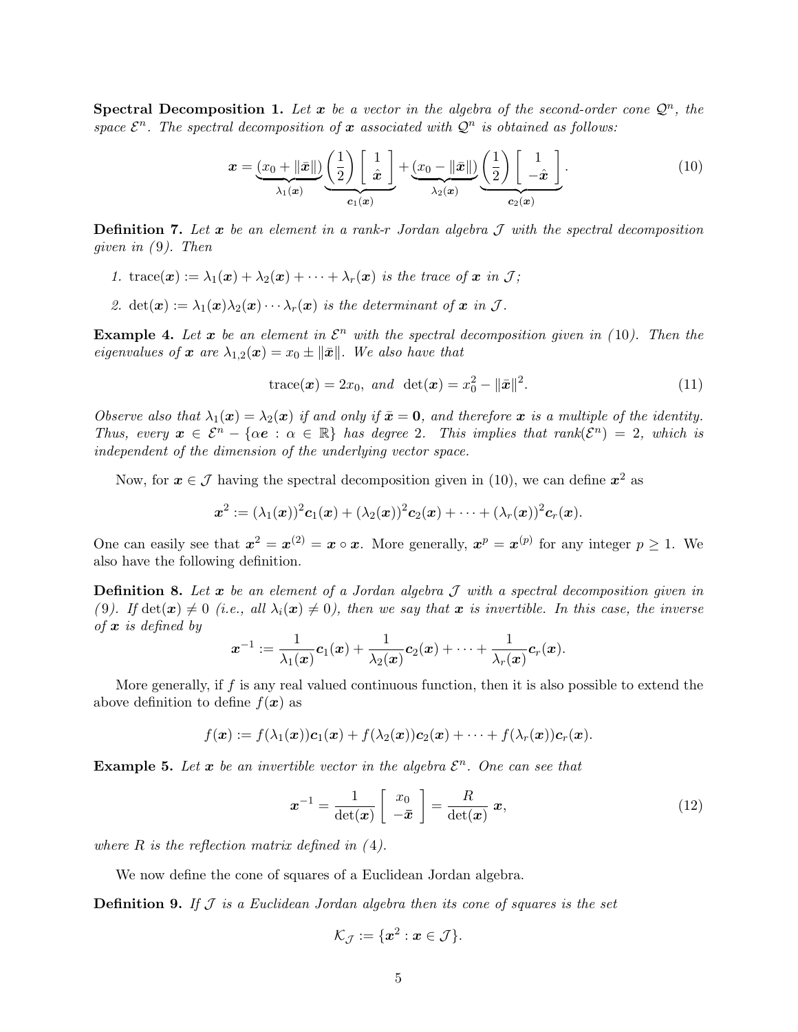**Spectral Decomposition 1.** *Let $\boldsymbol{x}$ be a vector in the algebra of the second-order cone $\mathcal{Q}^n$, the space $\mathcal{E}^n$. The spectral decomposition of $\boldsymbol{x}$ associated with $\mathcal{Q}^n$ is obtained as follows:*

$$\boldsymbol{x} = \underbrace{(x_0 + \|\bar{\boldsymbol{x}}\|)}_{\lambda_1(\boldsymbol{x})} \underbrace{\left(\frac{1}{2}\right) \begin{bmatrix} 1 \\ \hat{\boldsymbol{x}} \end{bmatrix}}_{\boldsymbol{c}_1(\boldsymbol{x})} + \underbrace{(x_0 - \|\bar{\boldsymbol{x}}\|)}_{\lambda_2(\boldsymbol{x})} \underbrace{\left(\frac{1}{2}\right) \begin{bmatrix} 1 \\ -\hat{\boldsymbol{x}} \end{bmatrix}}_{\boldsymbol{c}_2(\boldsymbol{x})}. \tag{10}$$

**Definition 7.** *Let $\boldsymbol{x}$ be an element in a rank-r Jordan algebra $\mathcal{J}$ with the spectral decomposition given in (9). Then*

1. *$\operatorname{trace}(\boldsymbol{x}) := \lambda_1(\boldsymbol{x}) + \lambda_2(\boldsymbol{x}) + \cdots + \lambda_r(\boldsymbol{x})$ is the trace of $\boldsymbol{x}$ in $\mathcal{J}$;*
2. *$\det(\boldsymbol{x}) := \lambda_1(\boldsymbol{x})\lambda_2(\boldsymbol{x}) \cdots \lambda_r(\boldsymbol{x})$ is the determinant of $\boldsymbol{x}$ in $\mathcal{J}$.*

**Example 4.** *Let $\boldsymbol{x}$ be an element in $\mathcal{E}^n$ with the spectral decomposition given in (10). Then the eigenvalues of $\boldsymbol{x}$ are $\lambda_{1,2}(\boldsymbol{x}) = x_0 \pm \|\bar{\boldsymbol{x}}\|$. We also have that*

$$\operatorname{trace}(\boldsymbol{x}) = 2x_0, \text{ and } \det(\boldsymbol{x}) = x_0^2 - \|\bar{\boldsymbol{x}}\|^2. \tag{11}$$

*Observe also that $\lambda_1(\boldsymbol{x}) = \lambda_2(\boldsymbol{x})$ if and only if $\bar{\boldsymbol{x}} = \boldsymbol{0}$, and therefore $\boldsymbol{x}$ is a multiple of the identity. Thus, every $\boldsymbol{x} \in \mathcal{E}^n - \{\alpha \boldsymbol{e} : \alpha \in \mathbb{R}\}$ has degree 2. This implies that $\operatorname{rank}(\mathcal{E}^n) = 2$, which is independent of the dimension of the underlying vector space.*

Now, for $\boldsymbol{x} \in \mathcal{J}$ having the spectral decomposition given in (10), we can define $\boldsymbol{x}^2$ as

$$\boldsymbol{x}^2 := (\lambda_1(\boldsymbol{x}))^2 \boldsymbol{c}_1(\boldsymbol{x}) + (\lambda_2(\boldsymbol{x}))^2 \boldsymbol{c}_2(\boldsymbol{x}) + \cdots + (\lambda_r(\boldsymbol{x}))^2 \boldsymbol{c}_r(\boldsymbol{x}).$$

One can easily see that $\boldsymbol{x}^2 = \boldsymbol{x}^{(2)} = \boldsymbol{x} \circ \boldsymbol{x}$. More generally, $\boldsymbol{x}^p = \boldsymbol{x}^{(p)}$ for any integer $p \geq 1$. We also have the following definition.

**Definition 8.** *Let $\boldsymbol{x}$ be an element of a Jordan algebra $\mathcal{J}$ with a spectral decomposition given in (9). If $\det(\boldsymbol{x}) \neq 0$ (i.e., all $\lambda_i(\boldsymbol{x}) \neq 0$), then we say that $\boldsymbol{x}$ is invertible. In this case, the inverse of $\boldsymbol{x}$ is defined by*

$$\boldsymbol{x}^{-1} := \frac{1}{\lambda_1(\boldsymbol{x})} \boldsymbol{c}_1(\boldsymbol{x}) + \frac{1}{\lambda_2(\boldsymbol{x})} \boldsymbol{c}_2(\boldsymbol{x}) + \cdots + \frac{1}{\lambda_r(\boldsymbol{x})} \boldsymbol{c}_r(\boldsymbol{x}).$$

More generally, if $f$ is any real valued continuous function, then it is also possible to extend the above definition to define $f(\boldsymbol{x})$ as

$$f(\boldsymbol{x}) := f(\lambda_1(\boldsymbol{x}))\boldsymbol{c}_1(\boldsymbol{x}) + f(\lambda_2(\boldsymbol{x}))\boldsymbol{c}_2(\boldsymbol{x}) + \cdots + f(\lambda_r(\boldsymbol{x}))\boldsymbol{c}_r(\boldsymbol{x}).$$

**Example 5.** *Let $\boldsymbol{x}$ be an invertible vector in the algebra $\mathcal{E}^n$. One can see that*

$$\boldsymbol{x}^{-1} = \frac{1}{\det(\boldsymbol{x})} \begin{bmatrix} x_0 \\ -\bar{\boldsymbol{x}} \end{bmatrix} = \frac{R}{\det(\boldsymbol{x})}\, \boldsymbol{x}, \tag{12}$$

*where $R$ is the reflection matrix defined in (4).*

We now define the cone of squares of a Euclidean Jordan algebra.

**Definition 9.** *If $\mathcal{J}$ is a Euclidean Jordan algebra then its cone of squares is the set*

$$\mathcal{K}_{\mathcal{J}} := \{\boldsymbol{x}^2 : \boldsymbol{x} \in \mathcal{J}\}.$$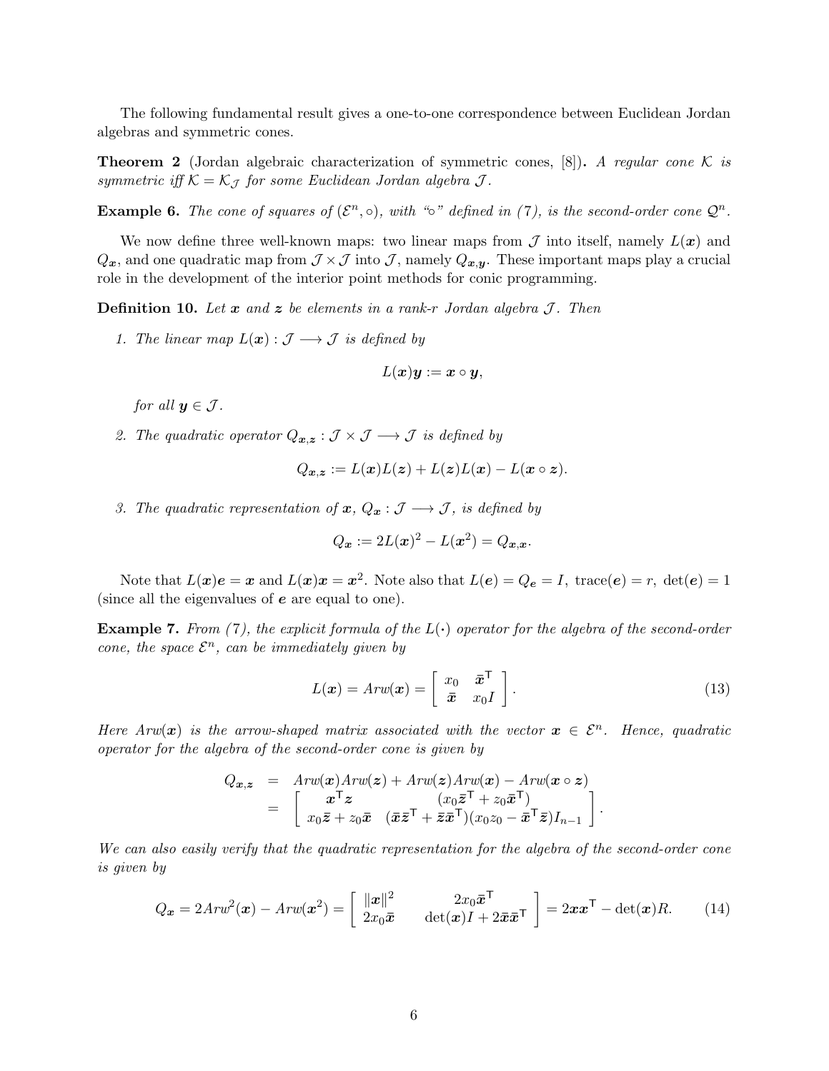The following fundamental result gives a one-to-one correspondence between Euclidean Jordan algebras and symmetric cones.

**Theorem 2** (Jordan algebraic characterization of symmetric cones, [8])**.** *A regular cone $\mathcal{K}$ is symmetric iff $\mathcal{K} = \mathcal{K}_{\mathcal{J}}$ for some Euclidean Jordan algebra $\mathcal{J}$.*

**Example 6.** *The cone of squares of $(\mathcal{E}^n, \circ)$, with "$\circ$" defined in (7), is the second-order cone $\mathcal{Q}^n$.*

We now define three well-known maps: two linear maps from $\mathcal{J}$ into itself, namely $L(\boldsymbol{x})$ and $Q_{\boldsymbol{x}}$, and one quadratic map from $\mathcal{J} \times \mathcal{J}$ into $\mathcal{J}$, namely $Q_{\boldsymbol{x},\boldsymbol{y}}$. These important maps play a crucial role in the development of the interior point methods for conic programming.

**Definition 10.** *Let $\boldsymbol{x}$ and $\boldsymbol{z}$ be elements in a rank-$r$ Jordan algebra $\mathcal{J}$. Then*

1. *The linear map $L(\boldsymbol{x}) : \mathcal{J} \longrightarrow \mathcal{J}$ is defined by*
$$L(\boldsymbol{x})\boldsymbol{y} := \boldsymbol{x} \circ \boldsymbol{y},$$
*for all $\boldsymbol{y} \in \mathcal{J}$.*

2. *The quadratic operator $Q_{\boldsymbol{x},\boldsymbol{z}} : \mathcal{J} \times \mathcal{J} \longrightarrow \mathcal{J}$ is defined by*
$$Q_{\boldsymbol{x},\boldsymbol{z}} := L(\boldsymbol{x})L(\boldsymbol{z}) + L(\boldsymbol{z})L(\boldsymbol{x}) - L(\boldsymbol{x} \circ \boldsymbol{z}).$$

3. *The quadratic representation of $\boldsymbol{x}$, $Q_{\boldsymbol{x}} : \mathcal{J} \longrightarrow \mathcal{J}$, is defined by*
$$Q_{\boldsymbol{x}} := 2L(\boldsymbol{x})^2 - L(\boldsymbol{x}^2) = Q_{\boldsymbol{x},\boldsymbol{x}}.$$

Note that $L(\boldsymbol{x})\boldsymbol{e} = \boldsymbol{x}$ and $L(\boldsymbol{x})\boldsymbol{x} = \boldsymbol{x}^2$. Note also that $L(\boldsymbol{e}) = Q_{\boldsymbol{e}} = I$, $\text{trace}(\boldsymbol{e}) = r$, $\det(\boldsymbol{e}) = 1$ (since all the eigenvalues of $\boldsymbol{e}$ are equal to one).

**Example 7.** *From (7), the explicit formula of the $L(\cdot)$ operator for the algebra of the second-order cone, the space $\mathcal{E}^n$, can be immediately given by*

$$L(\boldsymbol{x}) = Arw(\boldsymbol{x}) = \begin{bmatrix} x_0 & \bar{\boldsymbol{x}}^\mathsf{T} \\ \bar{\boldsymbol{x}} & x_0 I \end{bmatrix}. \tag{13}$$

*Here $Arw(\boldsymbol{x})$ is the arrow-shaped matrix associated with the vector $\boldsymbol{x} \in \mathcal{E}^n$. Hence, quadratic operator for the algebra of the second-order cone is given by*

$$\begin{array}{rcl} Q_{\boldsymbol{x},\boldsymbol{z}} & = & Arw(\boldsymbol{x})Arw(\boldsymbol{z}) + Arw(\boldsymbol{z})Arw(\boldsymbol{x}) - Arw(\boldsymbol{x} \circ \boldsymbol{z}) \\ & = & \begin{bmatrix} \boldsymbol{x}^\mathsf{T}\boldsymbol{z} & (x_0\bar{\boldsymbol{z}}^\mathsf{T} + z_0\bar{\boldsymbol{x}}^\mathsf{T}) \\ x_0\bar{\boldsymbol{z}} + z_0\bar{\boldsymbol{x}} & (\bar{\boldsymbol{x}}\bar{\boldsymbol{z}}^\mathsf{T} + \bar{\boldsymbol{z}}\bar{\boldsymbol{x}}^\mathsf{T})(x_0 z_0 - \bar{\boldsymbol{x}}^\mathsf{T}\bar{\boldsymbol{z}})I_{n-1} \end{bmatrix}. \end{array}$$

*We can also easily verify that the quadratic representation for the algebra of the second-order cone is given by*

$$Q_{\boldsymbol{x}} = 2Arw^2(\boldsymbol{x}) - Arw(\boldsymbol{x}^2) = \begin{bmatrix} \|\boldsymbol{x}\|^2 & 2x_0\bar{\boldsymbol{x}}^\mathsf{T} \\ 2x_0\bar{\boldsymbol{x}} & \det(\boldsymbol{x})I + 2\bar{\boldsymbol{x}}\bar{\boldsymbol{x}}^\mathsf{T} \end{bmatrix} = 2\boldsymbol{x}\boldsymbol{x}^\mathsf{T} - \det(\boldsymbol{x})R. \tag{14}$$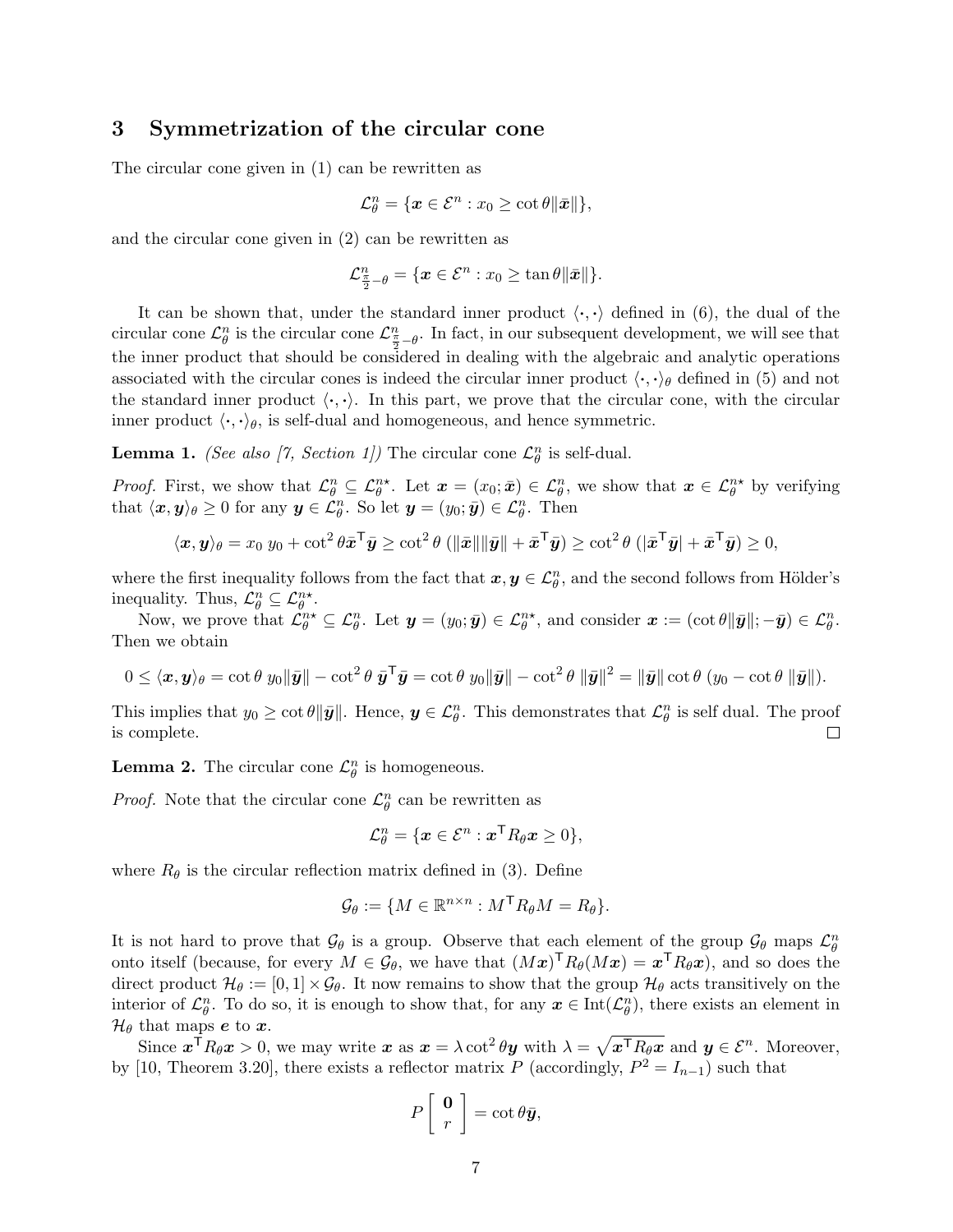## 3 Symmetrization of the circular cone

The circular cone given in (1) can be rewritten as

$$\mathcal{L}_\theta^n = \{\boldsymbol{x} \in \mathcal{E}^n : x_0 \geq \cot\theta \|\bar{\boldsymbol{x}}\|\},$$

and the circular cone given in (2) can be rewritten as

$$\mathcal{L}^n_{\frac{\pi}{2}-\theta} = \{\boldsymbol{x} \in \mathcal{E}^n : x_0 \geq \tan\theta \|\bar{\boldsymbol{x}}\|\}.$$

It can be shown that, under the standard inner product $\langle \cdot, \cdot \rangle$ defined in (6), the dual of the circular cone $\mathcal{L}_\theta^n$ is the circular cone $\mathcal{L}^n_{\frac{\pi}{2}-\theta}$. In fact, in our subsequent development, we will see that the inner product that should be considered in dealing with the algebraic and analytic operations associated with the circular cones is indeed the circular inner product $\langle \cdot, \cdot \rangle_\theta$ defined in (5) and not the standard inner product $\langle \cdot, \cdot \rangle$. In this part, we prove that the circular cone, with the circular inner product $\langle \cdot, \cdot \rangle_\theta$, is self-dual and homogeneous, and hence symmetric.

**Lemma 1.** *(See also [7, Section 1]) The circular cone $\mathcal{L}_\theta^n$ is self-dual.*

*Proof.* First, we show that $\mathcal{L}_\theta^n \subseteq \mathcal{L}_\theta^{n\star}$. Let $\boldsymbol{x} = (x_0; \bar{\boldsymbol{x}}) \in \mathcal{L}_\theta^n$, we show that $\boldsymbol{x} \in \mathcal{L}_\theta^{n\star}$ by verifying that $\langle \boldsymbol{x}, \boldsymbol{y} \rangle_\theta \geq 0$ for any $\boldsymbol{y} \in \mathcal{L}_\theta^n$. So let $\boldsymbol{y} = (y_0; \bar{\boldsymbol{y}}) \in \mathcal{L}_\theta^n$. Then

$$\langle \boldsymbol{x}, \boldsymbol{y} \rangle_\theta = x_0\, y_0 + \cot^2\theta \bar{\boldsymbol{x}}^{\mathsf{T}} \bar{\boldsymbol{y}} \geq \cot^2\theta\, (\|\bar{\boldsymbol{x}}\| \|\bar{\boldsymbol{y}}\| + \bar{\boldsymbol{x}}^{\mathsf{T}} \bar{\boldsymbol{y}}) \geq \cot^2\theta\, (|\bar{\boldsymbol{x}}^{\mathsf{T}} \bar{\boldsymbol{y}}| + \bar{\boldsymbol{x}}^{\mathsf{T}} \bar{\boldsymbol{y}}) \geq 0,$$

where the first inequality follows from the fact that $\boldsymbol{x}, \boldsymbol{y} \in \mathcal{L}_\theta^n$, and the second follows from Hölder's inequality. Thus, $\mathcal{L}_\theta^n \subseteq \mathcal{L}_\theta^{n\star}$.

Now, we prove that $\mathcal{L}_\theta^{n\star} \subseteq \mathcal{L}_\theta^n$. Let $\boldsymbol{y} = (y_0; \bar{\boldsymbol{y}}) \in \mathcal{L}_\theta^{n\star}$, and consider $\boldsymbol{x} := (\cot\theta \|\bar{\boldsymbol{y}}\|; -\bar{\boldsymbol{y}}) \in \mathcal{L}_\theta^n$. Then we obtain

$$0 \leq \langle \boldsymbol{x}, \boldsymbol{y} \rangle_\theta = \cot\theta\, y_0 \|\bar{\boldsymbol{y}}\| - \cot^2\theta\, \bar{\boldsymbol{y}}^{\mathsf{T}} \bar{\boldsymbol{y}} = \cot\theta\, y_0 \|\bar{\boldsymbol{y}}\| - \cot^2\theta\, \|\bar{\boldsymbol{y}}\|^2 = \|\bar{\boldsymbol{y}}\| \cot\theta\, (y_0 - \cot\theta\, \|\bar{\boldsymbol{y}}\|).$$

This implies that $y_0 \geq \cot\theta \|\bar{\boldsymbol{y}}\|$. Hence, $\boldsymbol{y} \in \mathcal{L}_\theta^n$. This demonstrates that $\mathcal{L}_\theta^n$ is self dual. The proof is complete. $\square$

**Lemma 2.** *The circular cone $\mathcal{L}_\theta^n$ is homogeneous.*

*Proof.* Note that the circular cone $\mathcal{L}_\theta^n$ can be rewritten as

$$\mathcal{L}_\theta^n = \{\boldsymbol{x} \in \mathcal{E}^n : \boldsymbol{x}^{\mathsf{T}} R_\theta \boldsymbol{x} \geq 0\},$$

where $R_\theta$ is the circular reflection matrix defined in (3). Define

$$\mathcal{G}_\theta := \{M \in \mathbb{R}^{n \times n} : M^{\mathsf{T}} R_\theta M = R_\theta\}.$$

It is not hard to prove that $\mathcal{G}_\theta$ is a group. Observe that each element of the group $\mathcal{G}_\theta$ maps $\mathcal{L}_\theta^n$ onto itself (because, for every $M \in \mathcal{G}_\theta$, we have that $(M\boldsymbol{x})^{\mathsf{T}} R_\theta (M\boldsymbol{x}) = \boldsymbol{x}^{\mathsf{T}} R_\theta \boldsymbol{x}$), and so does the direct product $\mathcal{H}_\theta := [0, 1] \times \mathcal{G}_\theta$. It now remains to show that the group $\mathcal{H}_\theta$ acts transitively on the interior of $\mathcal{L}_\theta^n$. To do so, it is enough to show that, for any $\boldsymbol{x} \in \text{Int}(\mathcal{L}_\theta^n)$, there exists an element in $\mathcal{H}_\theta$ that maps $\boldsymbol{e}$ to $\boldsymbol{x}$.

Since $\boldsymbol{x}^{\mathsf{T}} R_\theta \boldsymbol{x} > 0$, we may write $\boldsymbol{x}$ as $\boldsymbol{x} = \lambda \cot^2\theta \boldsymbol{y}$ with $\lambda = \sqrt{\boldsymbol{x}^{\mathsf{T}} R_\theta \boldsymbol{x}}$ and $\boldsymbol{y} \in \mathcal{E}^n$. Moreover, by [10, Theorem 3.20], there exists a reflector matrix $P$ (accordingly, $P^2 = I_{n-1}$) such that

$$P \begin{bmatrix} \boldsymbol{0} \\ r \end{bmatrix} = \cot\theta \bar{\boldsymbol{y}},$$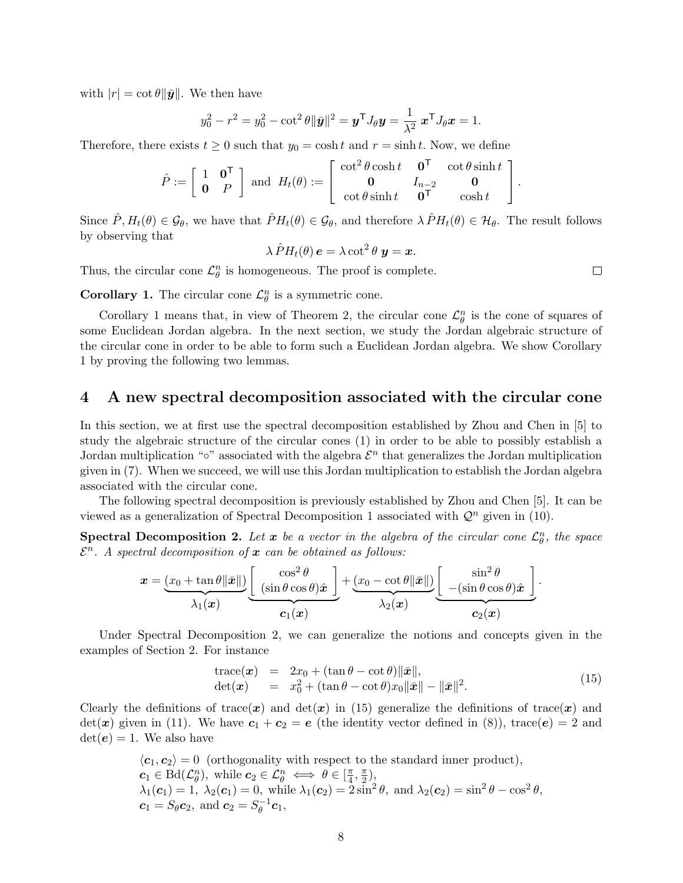with $|r| = \cot\theta \|\bar{\boldsymbol{y}}\|$. We then have

$$y_0^2 - r^2 = y_0^2 - \cot^2\theta \|\bar{\boldsymbol{y}}\|^2 = \boldsymbol{y}^\mathsf{T} J_\theta \boldsymbol{y} = \frac{1}{\lambda^2}\, \boldsymbol{x}^\mathsf{T} J_\theta \boldsymbol{x} = 1.$$

Therefore, there exists $t \geq 0$ such that $y_0 = \cosh t$ and $r = \sinh t$. Now, we define

$$\hat{P} := \begin{bmatrix} 1 & \mathbf{0}^\mathsf{T} \\ \mathbf{0} & P \end{bmatrix} \text{ and } H_t(\theta) := \begin{bmatrix} \cot^2\theta \cosh t & \mathbf{0}^\mathsf{T} & \cot\theta \sinh t \\ \mathbf{0} & I_{n-2} & \mathbf{0} \\ \cot\theta \sinh t & \mathbf{0}^\mathsf{T} & \cosh t \end{bmatrix}.$$

Since $\hat{P}, H_t(\theta) \in \mathcal{G}_\theta$, we have that $\hat{P} H_t(\theta) \in \mathcal{G}_\theta$, and therefore $\lambda\, \hat{P} H_t(\theta) \in \mathcal{H}_\theta$. The result follows by observing that

$$\lambda\, \hat{P} H_t(\theta)\, \boldsymbol{e} = \lambda \cot^2\theta\, \boldsymbol{y} = \boldsymbol{x}.$$

Thus, the circular cone $\mathcal{L}_\theta^n$ is homogeneous. The proof is complete. $\square$

**Corollary 1.** The circular cone $\mathcal{L}_\theta^n$ is a symmetric cone.

Corollary 1 means that, in view of Theorem 2, the circular cone $\mathcal{L}_\theta^n$ is the cone of squares of some Euclidean Jordan algebra. In the next section, we study the Jordan algebraic structure of the circular cone in order to be able to form such a Euclidean Jordan algebra. We show Corollary 1 by proving the following two lemmas.

## 4 A new spectral decomposition associated with the circular cone

In this section, we at first use the spectral decomposition established by Zhou and Chen in [5] to study the algebraic structure of the circular cones (1) in order to be able to possibly establish a Jordan multiplication "$\circ$" associated with the algebra $\mathcal{E}^n$ that generalizes the Jordan multiplication given in (7). When we succeed, we will use this Jordan multiplication to establish the Jordan algebra associated with the circular cone.

The following spectral decomposition is previously established by Zhou and Chen [5]. It can be viewed as a generalization of Spectral Decomposition 1 associated with $\mathcal{Q}^n$ given in (10).

**Spectral Decomposition 2.** *Let $\boldsymbol{x}$ be a vector in the algebra of the circular cone $\mathcal{L}_\theta^n$, the space $\mathcal{E}^n$. A spectral decomposition of $\boldsymbol{x}$ can be obtained as follows:*

$$\boldsymbol{x} = \underbrace{(x_0 + \tan\theta \|\bar{\boldsymbol{x}}\|)}_{\lambda_1(\boldsymbol{x})} \underbrace{\begin{bmatrix} \cos^2\theta \\ (\sin\theta\cos\theta)\hat{\boldsymbol{x}} \end{bmatrix}}_{\boldsymbol{c}_1(\boldsymbol{x})} + \underbrace{(x_0 - \cot\theta \|\bar{\boldsymbol{x}}\|)}_{\lambda_2(\boldsymbol{x})} \underbrace{\begin{bmatrix} \sin^2\theta \\ -(\sin\theta\cos\theta)\hat{\boldsymbol{x}} \end{bmatrix}}_{\boldsymbol{c}_2(\boldsymbol{x})}.$$

Under Spectral Decomposition 2, we can generalize the notions and concepts given in the examples of Section 2. For instance

$$\begin{array}{rcl} \text{trace}(\boldsymbol{x}) & = & 2x_0 + (\tan\theta - \cot\theta)\|\bar{\boldsymbol{x}}\|, \\ \det(\boldsymbol{x}) & = & x_0^2 + (\tan\theta - \cot\theta)x_0\|\bar{\boldsymbol{x}}\| - \|\bar{\boldsymbol{x}}\|^2. \end{array} \tag{15}$$

Clearly the definitions of $\text{trace}(\boldsymbol{x})$ and $\det(\boldsymbol{x})$ in (15) generalize the definitions of $\text{trace}(\boldsymbol{x})$ and $\det(\boldsymbol{x})$ given in (11). We have $\boldsymbol{c}_1 + \boldsymbol{c}_2 = \boldsymbol{e}$ (the identity vector defined in (8)), $\text{trace}(\boldsymbol{e}) = 2$ and $\det(\boldsymbol{e}) = 1$. We also have

$\langle \boldsymbol{c}_1, \boldsymbol{c}_2 \rangle = 0$ (orthogonality with respect to the standard inner product),
$\boldsymbol{c}_1 \in \text{Bd}(\mathcal{L}_\theta^n)$, while $\boldsymbol{c}_2 \in \mathcal{L}_\theta^n \iff \theta \in [\frac{\pi}{4}, \frac{\pi}{2})$,
$\lambda_1(\boldsymbol{c}_1) = 1$, $\lambda_2(\boldsymbol{c}_1) = 0$, while $\lambda_1(\boldsymbol{c}_2) = 2\sin^2\theta$, and $\lambda_2(\boldsymbol{c}_2) = \sin^2\theta - \cos^2\theta$,
$\boldsymbol{c}_1 = S_\theta \boldsymbol{c}_2$, and $\boldsymbol{c}_2 = S_\theta^{-1} \boldsymbol{c}_1$,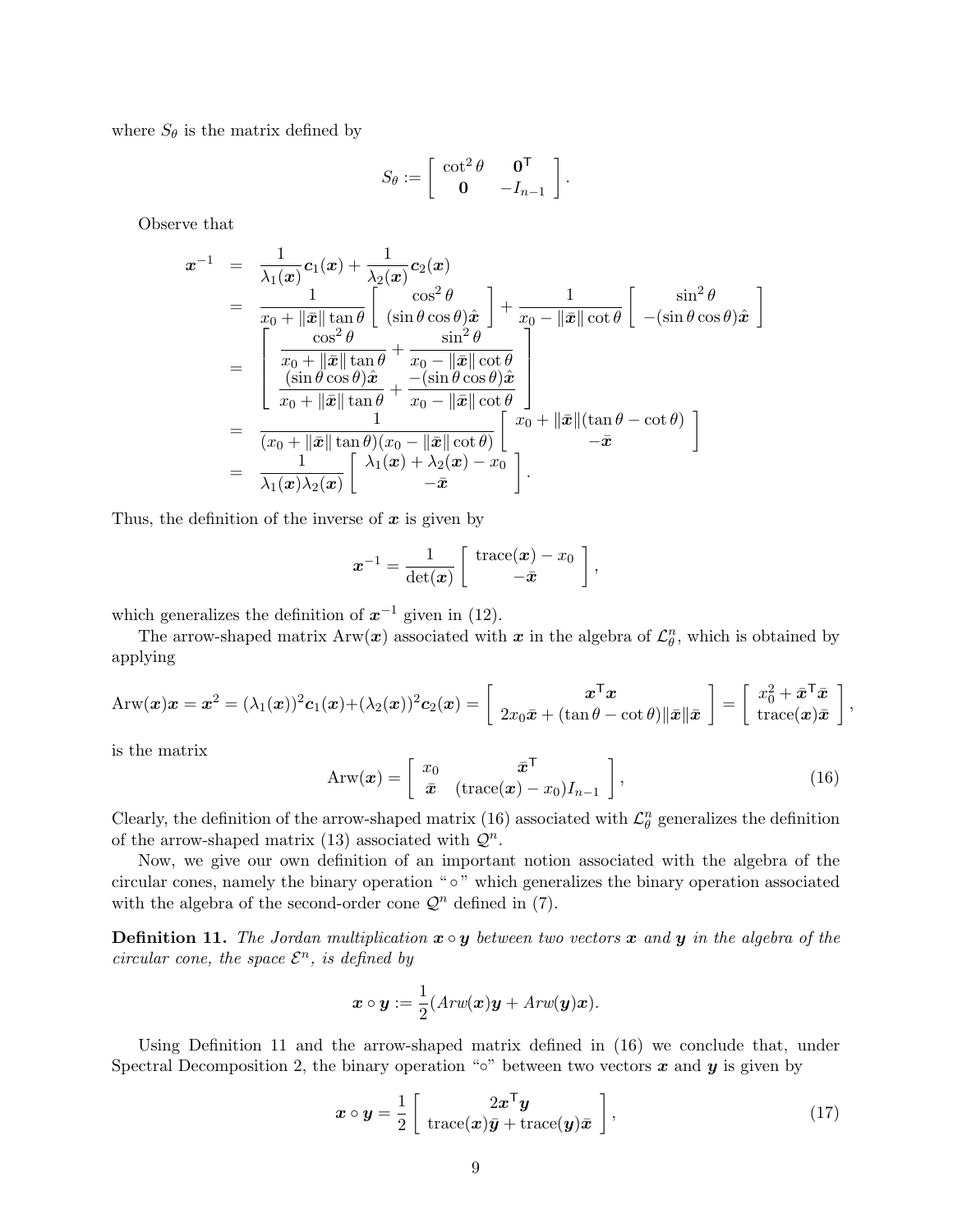where $S_\theta$ is the matrix defined by

$$S_\theta := \begin{bmatrix} \cot^2\theta & \mathbf{0}^\mathsf{T} \\ \mathbf{0} & -I_{n-1} \end{bmatrix}.$$

Observe that

$$\begin{aligned}
\boldsymbol{x}^{-1} &= \frac{1}{\lambda_1(\boldsymbol{x})}\boldsymbol{c}_1(\boldsymbol{x}) + \frac{1}{\lambda_2(\boldsymbol{x})}\boldsymbol{c}_2(\boldsymbol{x}) \\
&= \frac{1}{x_0 + \|\bar{\boldsymbol{x}}\|\tan\theta}\begin{bmatrix} \cos^2\theta \\ (\sin\theta\cos\theta)\hat{\boldsymbol{x}} \end{bmatrix} + \frac{1}{x_0 - \|\bar{\boldsymbol{x}}\|\cot\theta}\begin{bmatrix} \sin^2\theta \\ -(\sin\theta\cos\theta)\hat{\boldsymbol{x}} \end{bmatrix} \\
&= \begin{bmatrix} \dfrac{\cos^2\theta}{x_0 + \|\bar{\boldsymbol{x}}\|\tan\theta} + \dfrac{\sin^2\theta}{x_0 - \|\bar{\boldsymbol{x}}\|\cot\theta} \\ \dfrac{(\sin\theta\cos\theta)\hat{\boldsymbol{x}}}{x_0 + \|\bar{\boldsymbol{x}}\|\tan\theta} + \dfrac{-(\sin\theta\cos\theta)\hat{\boldsymbol{x}}}{x_0 - \|\bar{\boldsymbol{x}}\|\cot\theta} \end{bmatrix} \\
&= \frac{1}{(x_0 + \|\bar{\boldsymbol{x}}\|\tan\theta)(x_0 - \|\bar{\boldsymbol{x}}\|\cot\theta)}\begin{bmatrix} x_0 + \|\bar{\boldsymbol{x}}\|(\tan\theta - \cot\theta) \\ -\bar{\boldsymbol{x}} \end{bmatrix} \\
&= \frac{1}{\lambda_1(\boldsymbol{x})\lambda_2(\boldsymbol{x})}\begin{bmatrix} \lambda_1(\boldsymbol{x}) + \lambda_2(\boldsymbol{x}) - x_0 \\ -\bar{\boldsymbol{x}} \end{bmatrix}.
\end{aligned}$$

Thus, the definition of the inverse of $\boldsymbol{x}$ is given by

$$\boldsymbol{x}^{-1} = \frac{1}{\det(\boldsymbol{x})}\begin{bmatrix} \operatorname{trace}(\boldsymbol{x}) - x_0 \\ -\bar{\boldsymbol{x}} \end{bmatrix},$$

which generalizes the definition of $\boldsymbol{x}^{-1}$ given in (12).

The arrow-shaped matrix $\operatorname{Arw}(\boldsymbol{x})$ associated with $\boldsymbol{x}$ in the algebra of $\mathcal{L}^n_\theta$, which is obtained by applying

$$\operatorname{Arw}(\boldsymbol{x})\boldsymbol{x} = \boldsymbol{x}^2 = (\lambda_1(\boldsymbol{x}))^2\boldsymbol{c}_1(\boldsymbol{x}) + (\lambda_2(\boldsymbol{x}))^2\boldsymbol{c}_2(\boldsymbol{x}) = \begin{bmatrix} \boldsymbol{x}^\mathsf{T}\boldsymbol{x} \\ 2x_0\bar{\boldsymbol{x}} + (\tan\theta - \cot\theta)\|\bar{\boldsymbol{x}}\|\bar{\boldsymbol{x}} \end{bmatrix} = \begin{bmatrix} x_0^2 + \bar{\boldsymbol{x}}^\mathsf{T}\bar{\boldsymbol{x}} \\ \operatorname{trace}(\boldsymbol{x})\bar{\boldsymbol{x}} \end{bmatrix},$$

is the matrix

$$\operatorname{Arw}(\boldsymbol{x}) = \begin{bmatrix} x_0 & \bar{\boldsymbol{x}}^\mathsf{T} \\ \bar{\boldsymbol{x}} & (\operatorname{trace}(\boldsymbol{x}) - x_0)I_{n-1} \end{bmatrix}, \tag{16}$$

Clearly, the definition of the arrow-shaped matrix (16) associated with $\mathcal{L}^n_\theta$ generalizes the definition of the arrow-shaped matrix (13) associated with $\mathcal{Q}^n$.

Now, we give our own definition of an important notion associated with the algebra of the circular cones, namely the binary operation "$\circ$" which generalizes the binary operation associated with the algebra of the second-order cone $\mathcal{Q}^n$ defined in (7).

**Definition 11.** *The Jordan multiplication $\boldsymbol{x} \circ \boldsymbol{y}$ between two vectors $\boldsymbol{x}$ and $\boldsymbol{y}$ in the algebra of the circular cone, the space $\mathcal{E}^n$, is defined by*

$$\boldsymbol{x} \circ \boldsymbol{y} := \frac{1}{2}(Arw(\boldsymbol{x})\boldsymbol{y} + Arw(\boldsymbol{y})\boldsymbol{x}).$$

Using Definition 11 and the arrow-shaped matrix defined in (16) we conclude that, under Spectral Decomposition 2, the binary operation "$\circ$" between two vectors $\boldsymbol{x}$ and $\boldsymbol{y}$ is given by

$$\boldsymbol{x} \circ \boldsymbol{y} = \frac{1}{2}\begin{bmatrix} 2\boldsymbol{x}^\mathsf{T}\boldsymbol{y} \\ \operatorname{trace}(\boldsymbol{x})\bar{\boldsymbol{y}} + \operatorname{trace}(\boldsymbol{y})\bar{\boldsymbol{x}} \end{bmatrix}, \tag{17}$$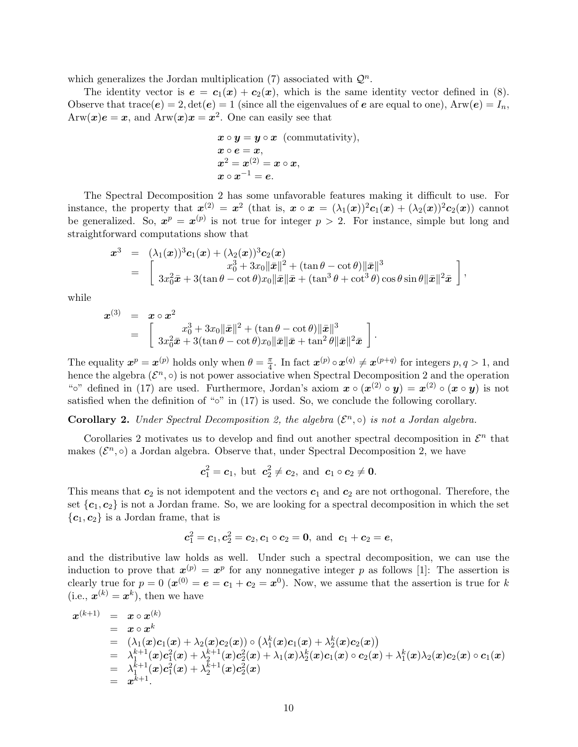which generalizes the Jordan multiplication (7) associated with $\mathcal{Q}^n$.

The identity vector is $\boldsymbol{e} = \boldsymbol{c}_1(\boldsymbol{x}) + \boldsymbol{c}_2(\boldsymbol{x})$, which is the same identity vector defined in (8). Observe that $\text{trace}(\boldsymbol{e}) = 2, \det(\boldsymbol{e}) = 1$ (since all the eigenvalues of $\boldsymbol{e}$ are equal to one), $\text{Arw}(\boldsymbol{e}) = I_n$, $\text{Arw}(\boldsymbol{x})\boldsymbol{e} = \boldsymbol{x}$, and $\text{Arw}(\boldsymbol{x})\boldsymbol{x} = \boldsymbol{x}^2$. One can easily see that

$$
\begin{array}{l}
\boldsymbol{x} \circ \boldsymbol{y} = \boldsymbol{y} \circ \boldsymbol{x} \ \text{ (commutativity)}, \\
\boldsymbol{x} \circ \boldsymbol{e} = \boldsymbol{x}, \\
\boldsymbol{x}^2 = \boldsymbol{x}^{(2)} = \boldsymbol{x} \circ \boldsymbol{x}, \\
\boldsymbol{x} \circ \boldsymbol{x}^{-1} = \boldsymbol{e}.
\end{array}
$$

The Spectral Decomposition 2 has some unfavorable features making it difficult to use. For instance, the property that $\boldsymbol{x}^{(2)} = \boldsymbol{x}^2$ (that is, $\boldsymbol{x} \circ \boldsymbol{x} = (\lambda_1(\boldsymbol{x}))^2\boldsymbol{c}_1(\boldsymbol{x}) + (\lambda_2(\boldsymbol{x}))^2\boldsymbol{c}_2(\boldsymbol{x})$) cannot be generalized. So, $\boldsymbol{x}^p = \boldsymbol{x}^{(p)}$ is not true for integer $p > 2$. For instance, simple but long and straightforward computations show that

$$
\begin{array}{rcl}
\boldsymbol{x}^3 & = & (\lambda_1(\boldsymbol{x}))^3\boldsymbol{c}_1(\boldsymbol{x}) + (\lambda_2(\boldsymbol{x}))^3\boldsymbol{c}_2(\boldsymbol{x}) \\
& = & \left[ \begin{array}{c} x_0^3 + 3x_0\|\bar{\boldsymbol{x}}\|^2 + (\tan\theta - \cot\theta)\|\bar{\boldsymbol{x}}\|^3 \\ 3x_0^2\bar{\boldsymbol{x}} + 3(\tan\theta - \cot\theta)x_0\|\bar{\boldsymbol{x}}\|\bar{\boldsymbol{x}} + (\tan^3\theta + \cot^3\theta)\cos\theta\sin\theta\|\bar{\boldsymbol{x}}\|^2\bar{\boldsymbol{x}} \end{array} \right],
\end{array}
$$

while

$$
\begin{array}{rcl}
\boldsymbol{x}^{(3)} & = & \boldsymbol{x} \circ \boldsymbol{x}^2 \\
& = & \left[ \begin{array}{c} x_0^3 + 3x_0\|\bar{\boldsymbol{x}}\|^2 + (\tan\theta - \cot\theta)\|\bar{\boldsymbol{x}}\|^3 \\ 3x_0^2\bar{\boldsymbol{x}} + 3(\tan\theta - \cot\theta)x_0\|\bar{\boldsymbol{x}}\|\bar{\boldsymbol{x}} + \tan^2\theta\|\bar{\boldsymbol{x}}\|^2\bar{\boldsymbol{x}} \end{array} \right].
\end{array}
$$

The equality $\boldsymbol{x}^p = \boldsymbol{x}^{(p)}$ holds only when $\theta = \frac{\pi}{4}$. In fact $\boldsymbol{x}^{(p)} \circ \boldsymbol{x}^{(q)} \neq \boldsymbol{x}^{(p+q)}$ for integers $p, q > 1$, and hence the algebra $(\mathcal{E}^n, \circ)$ is not power associative when Spectral Decomposition 2 and the operation "$\circ$" defined in (17) are used. Furthermore, Jordan's axiom $\boldsymbol{x} \circ (\boldsymbol{x}^{(2)} \circ \boldsymbol{y}) = \boldsymbol{x}^{(2)} \circ (\boldsymbol{x} \circ \boldsymbol{y})$ is not satisfied when the definition of "$\circ$" in (17) is used. So, we conclude the following corollary.

**Corollary 2.** *Under Spectral Decomposition 2, the algebra* $(\mathcal{E}^n, \circ)$ *is not a Jordan algebra.*

Corollaries 2 motivates us to develop and find out another spectral decomposition in $\mathcal{E}^n$ that makes $(\mathcal{E}^n, \circ)$ a Jordan algebra. Observe that, under Spectral Decomposition 2, we have

$$
\boldsymbol{c}_1^2 = \boldsymbol{c}_1, \text{ but } \boldsymbol{c}_2^2 \neq \boldsymbol{c}_2, \text{ and } \boldsymbol{c}_1 \circ \boldsymbol{c}_2 \neq \boldsymbol{0}.
$$

This means that $\boldsymbol{c}_2$ is not idempotent and the vectors $\boldsymbol{c}_1$ and $\boldsymbol{c}_2$ are not orthogonal. Therefore, the set $\{\boldsymbol{c}_1, \boldsymbol{c}_2\}$ is not a Jordan frame. So, we are looking for a spectral decomposition in which the set $\{\boldsymbol{c}_1, \boldsymbol{c}_2\}$ is a Jordan frame, that is

$$
\boldsymbol{c}_1^2 = \boldsymbol{c}_1, \boldsymbol{c}_2^2 = \boldsymbol{c}_2, \boldsymbol{c}_1 \circ \boldsymbol{c}_2 = \boldsymbol{0}, \text{ and } \boldsymbol{c}_1 + \boldsymbol{c}_2 = \boldsymbol{e},
$$

and the distributive law holds as well. Under such a spectral decomposition, we can use the induction to prove that $\boldsymbol{x}^{(p)} = \boldsymbol{x}^p$ for any nonnegative integer $p$ as follows [1]: The assertion is clearly true for $p = 0$ ($\boldsymbol{x}^{(0)} = \boldsymbol{e} = \boldsymbol{c}_1 + \boldsymbol{c}_2 = \boldsymbol{x}^0$). Now, we assume that the assertion is true for $k$ (i.e., $\boldsymbol{x}^{(k)} = \boldsymbol{x}^k$), then we have

$$
\begin{array}{rcl}
\boldsymbol{x}^{(k+1)} & = & \boldsymbol{x} \circ \boldsymbol{x}^{(k)} \\
& = & \boldsymbol{x} \circ \boldsymbol{x}^k \\
& = & (\lambda_1(\boldsymbol{x})\boldsymbol{c}_1(\boldsymbol{x}) + \lambda_2(\boldsymbol{x})\boldsymbol{c}_2(\boldsymbol{x})) \circ \left(\lambda_1^k(\boldsymbol{x})\boldsymbol{c}_1(\boldsymbol{x}) + \lambda_2^k(\boldsymbol{x})\boldsymbol{c}_2(\boldsymbol{x})\right) \\
& = & \lambda_1^{k+1}(\boldsymbol{x})\boldsymbol{c}_1^2(\boldsymbol{x}) + \lambda_2^{k+1}(\boldsymbol{x})\boldsymbol{c}_2^2(\boldsymbol{x}) + \lambda_1(\boldsymbol{x})\lambda_2^k(\boldsymbol{x})\boldsymbol{c}_1(\boldsymbol{x}) \circ \boldsymbol{c}_2(\boldsymbol{x}) + \lambda_1^k(\boldsymbol{x})\lambda_2(\boldsymbol{x})\boldsymbol{c}_2(\boldsymbol{x}) \circ \boldsymbol{c}_1(\boldsymbol{x}) \\
& = & \lambda_1^{k+1}(\boldsymbol{x})\boldsymbol{c}_1^2(\boldsymbol{x}) + \lambda_2^{k+1}(\boldsymbol{x})\boldsymbol{c}_2^2(\boldsymbol{x}) \\
& = & \boldsymbol{x}^{k+1}.
\end{array}
$$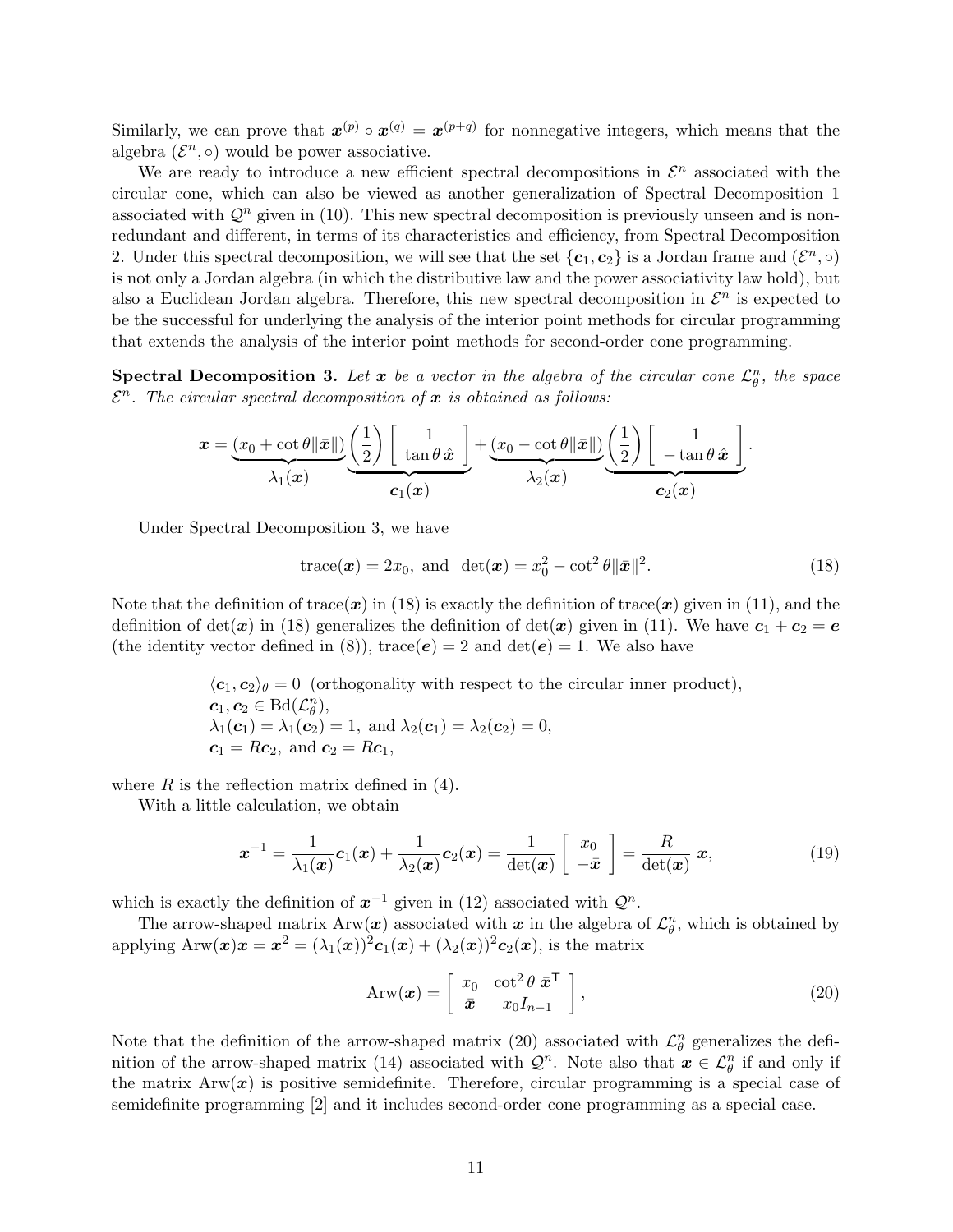Similarly, we can prove that $\boldsymbol{x}^{(p)} \circ \boldsymbol{x}^{(q)} = \boldsymbol{x}^{(p+q)}$ for nonnegative integers, which means that the algebra $(\mathcal{E}^n, \circ)$ would be power associative.

We are ready to introduce a new efficient spectral decompositions in $\mathcal{E}^n$ associated with the circular cone, which can also be viewed as another generalization of Spectral Decomposition 1 associated with $\mathcal{Q}^n$ given in (10). This new spectral decomposition is previously unseen and is non-redundant and different, in terms of its characteristics and efficiency, from Spectral Decomposition 2. Under this spectral decomposition, we will see that the set $\{\boldsymbol{c}_1, \boldsymbol{c}_2\}$ is a Jordan frame and $(\mathcal{E}^n, \circ)$ is not only a Jordan algebra (in which the distributive law and the power associativity law hold), but also a Euclidean Jordan algebra. Therefore, this new spectral decomposition in $\mathcal{E}^n$ is expected to be the successful for underlying the analysis of the interior point methods for circular programming that extends the analysis of the interior point methods for second-order cone programming.

**Spectral Decomposition 3.** *Let $\boldsymbol{x}$ be a vector in the algebra of the circular cone $\mathcal{L}^n_\theta$, the space $\mathcal{E}^n$. The circular spectral decomposition of $\boldsymbol{x}$ is obtained as follows:*

$$\boldsymbol{x} = \underbrace{(x_0 + \cot\theta \|\bar{\boldsymbol{x}}\|)}_{\lambda_1(\boldsymbol{x})} \underbrace{\left(\frac{1}{2}\right) \left[\begin{array}{c} 1 \\ \tan\theta\, \hat{\boldsymbol{x}} \end{array}\right]}_{\boldsymbol{c}_1(\boldsymbol{x})} + \underbrace{(x_0 - \cot\theta \|\bar{\boldsymbol{x}}\|)}_{\lambda_2(\boldsymbol{x})} \underbrace{\left(\frac{1}{2}\right) \left[\begin{array}{c} 1 \\ -\tan\theta\, \hat{\boldsymbol{x}} \end{array}\right]}_{\boldsymbol{c}_2(\boldsymbol{x})}.$$

Under Spectral Decomposition 3, we have

$$\operatorname{trace}(\boldsymbol{x}) = 2x_0, \text{ and } \det(\boldsymbol{x}) = x_0^2 - \cot^2\theta \|\bar{\boldsymbol{x}}\|^2. \tag{18}$$

Note that the definition of $\operatorname{trace}(\boldsymbol{x})$ in (18) is exactly the definition of $\operatorname{trace}(\boldsymbol{x})$ given in (11), and the definition of $\det(\boldsymbol{x})$ in (18) generalizes the definition of $\det(\boldsymbol{x})$ given in (11). We have $\boldsymbol{c}_1 + \boldsymbol{c}_2 = \boldsymbol{e}$ (the identity vector defined in (8)), $\operatorname{trace}(\boldsymbol{e}) = 2$ and $\det(\boldsymbol{e}) = 1$. We also have

$$\begin{array}{l}
\langle \boldsymbol{c}_1, \boldsymbol{c}_2 \rangle_\theta = 0 \;\; \text{(orthogonality with respect to the circular inner product)}, \\
\boldsymbol{c}_1, \boldsymbol{c}_2 \in \operatorname{Bd}(\mathcal{L}^n_\theta), \\
\lambda_1(\boldsymbol{c}_1) = \lambda_1(\boldsymbol{c}_2) = 1, \text{ and } \lambda_2(\boldsymbol{c}_1) = \lambda_2(\boldsymbol{c}_2) = 0, \\
\boldsymbol{c}_1 = R\boldsymbol{c}_2, \text{ and } \boldsymbol{c}_2 = R\boldsymbol{c}_1,
\end{array}$$

where $R$ is the reflection matrix defined in (4).

With a little calculation, we obtain

$$\boldsymbol{x}^{-1} = \frac{1}{\lambda_1(\boldsymbol{x})}\boldsymbol{c}_1(\boldsymbol{x}) + \frac{1}{\lambda_2(\boldsymbol{x})}\boldsymbol{c}_2(\boldsymbol{x}) = \frac{1}{\det(\boldsymbol{x})} \left[\begin{array}{c} x_0 \\ -\bar{\boldsymbol{x}} \end{array}\right] = \frac{R}{\det(\boldsymbol{x})}\, \boldsymbol{x}, \tag{19}$$

which is exactly the definition of $\boldsymbol{x}^{-1}$ given in (12) associated with $\mathcal{Q}^n$.

The arrow-shaped matrix $\operatorname{Arw}(\boldsymbol{x})$ associated with $\boldsymbol{x}$ in the algebra of $\mathcal{L}^n_\theta$, which is obtained by applying $\operatorname{Arw}(\boldsymbol{x})\boldsymbol{x} = \boldsymbol{x}^2 = (\lambda_1(\boldsymbol{x}))^2\boldsymbol{c}_1(\boldsymbol{x}) + (\lambda_2(\boldsymbol{x}))^2\boldsymbol{c}_2(\boldsymbol{x})$, is the matrix

$$\operatorname{Arw}(\boldsymbol{x}) = \left[\begin{array}{cc} x_0 & \cot^2\theta\, \bar{\boldsymbol{x}}^{\mathsf{T}} \\ \bar{\boldsymbol{x}} & x_0 I_{n-1} \end{array}\right], \tag{20}$$

Note that the definition of the arrow-shaped matrix (20) associated with $\mathcal{L}^n_\theta$ generalizes the definition of the arrow-shaped matrix (14) associated with $\mathcal{Q}^n$. Note also that $\boldsymbol{x} \in \mathcal{L}^n_\theta$ if and only if the matrix $\operatorname{Arw}(\boldsymbol{x})$ is positive semidefinite. Therefore, circular programming is a special case of semidefinite programming [2] and it includes second-order cone programming as a special case.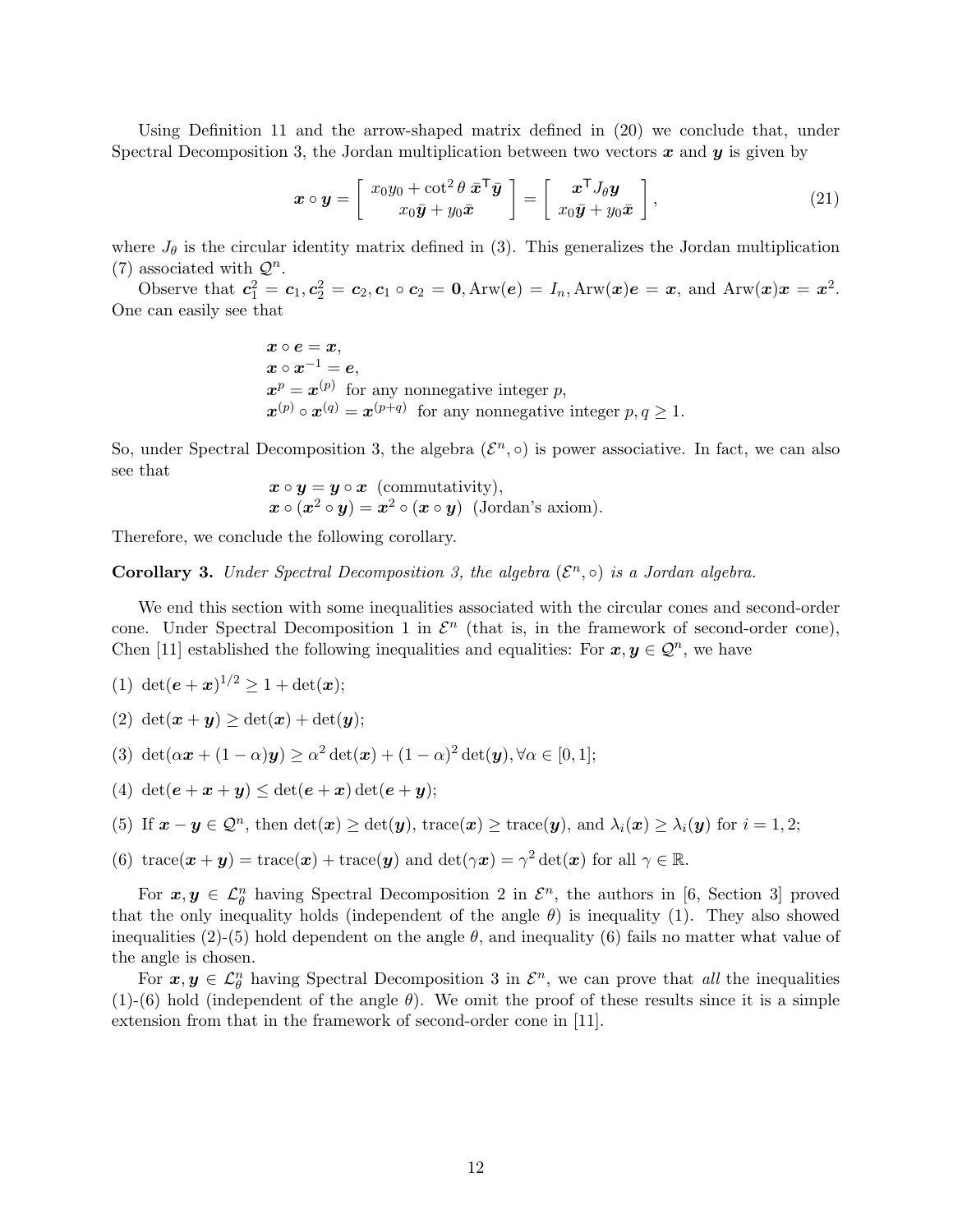Using Definition 11 and the arrow-shaped matrix defined in (20) we conclude that, under Spectral Decomposition 3, the Jordan multiplication between two vectors $\boldsymbol{x}$ and $\boldsymbol{y}$ is given by

$$
\boldsymbol{x} \circ \boldsymbol{y} = \begin{bmatrix} x_0 y_0 + \cot^2\theta \, \bar{\boldsymbol{x}}^{\mathsf{T}} \bar{\boldsymbol{y}} \\ x_0 \bar{\boldsymbol{y}} + y_0 \bar{\boldsymbol{x}} \end{bmatrix} = \begin{bmatrix} \boldsymbol{x}^{\mathsf{T}} J_\theta \boldsymbol{y} \\ x_0 \bar{\boldsymbol{y}} + y_0 \bar{\boldsymbol{x}} \end{bmatrix}, \tag{21}
$$

where $J_\theta$ is the circular identity matrix defined in (3). This generalizes the Jordan multiplication (7) associated with $\mathcal{Q}^n$.

Observe that $\boldsymbol{c}_1^2 = \boldsymbol{c}_1, \boldsymbol{c}_2^2 = \boldsymbol{c}_2, \boldsymbol{c}_1 \circ \boldsymbol{c}_2 = \boldsymbol{0}, \mathrm{Arw}(\boldsymbol{e}) = I_n, \mathrm{Arw}(\boldsymbol{x})\boldsymbol{e} = \boldsymbol{x}$, and $\mathrm{Arw}(\boldsymbol{x})\boldsymbol{x} = \boldsymbol{x}^2$. One can easily see that

$$
\begin{array}{l}
\boldsymbol{x} \circ \boldsymbol{e} = \boldsymbol{x}, \\
\boldsymbol{x} \circ \boldsymbol{x}^{-1} = \boldsymbol{e}, \\
\boldsymbol{x}^p = \boldsymbol{x}^{(p)} \ \text{ for any nonnegative integer } p, \\
\boldsymbol{x}^{(p)} \circ \boldsymbol{x}^{(q)} = \boldsymbol{x}^{(p+q)} \ \text{ for any nonnegative integer } p, q \geq 1.
\end{array}
$$

So, under Spectral Decomposition 3, the algebra $(\mathcal{E}^n, \circ)$ is power associative. In fact, we can also see that

$$
\begin{array}{l}
\boldsymbol{x} \circ \boldsymbol{y} = \boldsymbol{y} \circ \boldsymbol{x} \ \text{ (commutativity)}, \\
\boldsymbol{x} \circ (\boldsymbol{x}^2 \circ \boldsymbol{y}) = \boldsymbol{x}^2 \circ (\boldsymbol{x} \circ \boldsymbol{y}) \ \text{ (Jordan's axiom)}.
\end{array}
$$

Therefore, we conclude the following corollary.

**Corollary 3.** *Under Spectral Decomposition 3, the algebra $(\mathcal{E}^n, \circ)$ is a Jordan algebra.*

We end this section with some inequalities associated with the circular cones and second-order cone. Under Spectral Decomposition 1 in $\mathcal{E}^n$ (that is, in the framework of second-order cone), Chen [11] established the following inequalities and equalities: For $\boldsymbol{x}, \boldsymbol{y} \in \mathcal{Q}^n$, we have

(1) $\det(\boldsymbol{e} + \boldsymbol{x})^{1/2} \geq 1 + \det(\boldsymbol{x})$;

(2) $\det(\boldsymbol{x} + \boldsymbol{y}) \geq \det(\boldsymbol{x}) + \det(\boldsymbol{y})$;

(3) $\det(\alpha\boldsymbol{x} + (1-\alpha)\boldsymbol{y}) \geq \alpha^2 \det(\boldsymbol{x}) + (1-\alpha)^2 \det(\boldsymbol{y}), \forall \alpha \in [0, 1]$;

(4) $\det(\boldsymbol{e} + \boldsymbol{x} + \boldsymbol{y}) \leq \det(\boldsymbol{e} + \boldsymbol{x}) \det(\boldsymbol{e} + \boldsymbol{y})$;

(5) If $\boldsymbol{x} - \boldsymbol{y} \in \mathcal{Q}^n$, then $\det(\boldsymbol{x}) \geq \det(\boldsymbol{y})$, $\mathrm{trace}(\boldsymbol{x}) \geq \mathrm{trace}(\boldsymbol{y})$, and $\lambda_i(\boldsymbol{x}) \geq \lambda_i(\boldsymbol{y})$ for $i = 1, 2$;

(6) $\mathrm{trace}(\boldsymbol{x} + \boldsymbol{y}) = \mathrm{trace}(\boldsymbol{x}) + \mathrm{trace}(\boldsymbol{y})$ and $\det(\gamma\boldsymbol{x}) = \gamma^2 \det(\boldsymbol{x})$ for all $\gamma \in \mathbb{R}$.

For $\boldsymbol{x}, \boldsymbol{y} \in \mathcal{L}_\theta^n$ having Spectral Decomposition 2 in $\mathcal{E}^n$, the authors in [6, Section 3] proved that the only inequality holds (independent of the angle $\theta$) is inequality (1). They also showed inequalities (2)-(5) hold dependent on the angle $\theta$, and inequality (6) fails no matter what value of the angle is chosen.

For $\boldsymbol{x}, \boldsymbol{y} \in \mathcal{L}_\theta^n$ having Spectral Decomposition 3 in $\mathcal{E}^n$, we can prove that *all* the inequalities (1)-(6) hold (independent of the angle $\theta$). We omit the proof of these results since it is a simple extension from that in the framework of second-order cone in [11].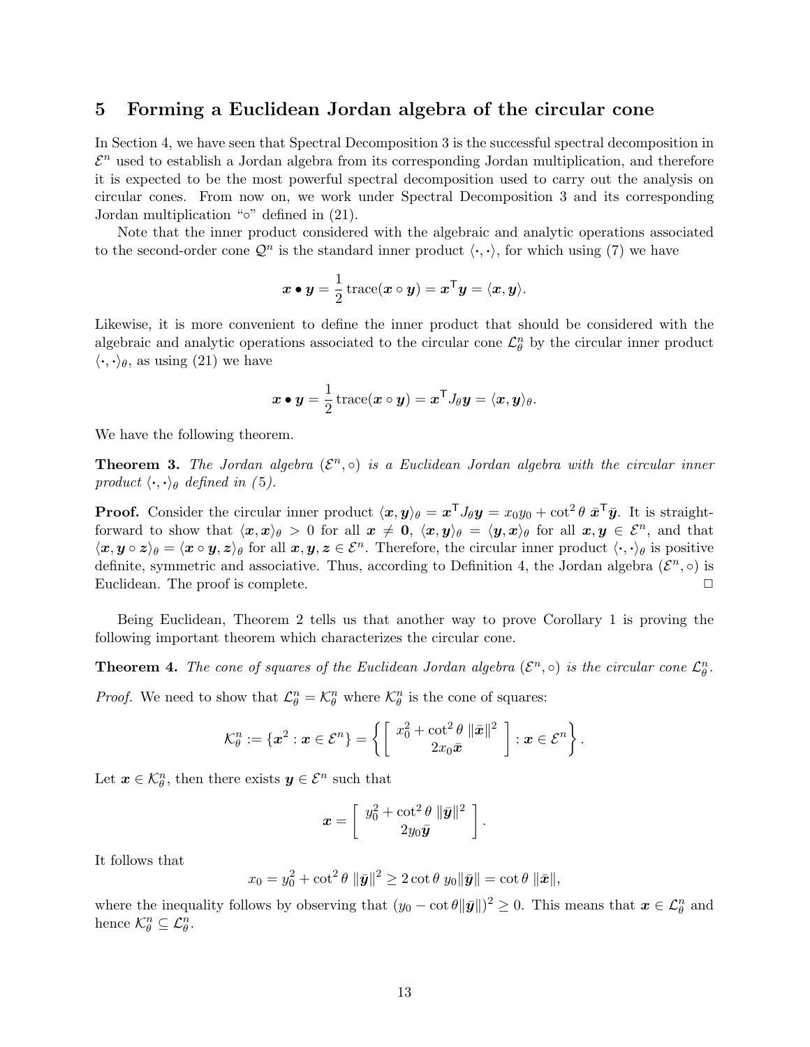## 5 Forming a Euclidean Jordan algebra of the circular cone

In Section 4, we have seen that Spectral Decomposition 3 is the successful spectral decomposition in $\mathcal{E}^n$ used to establish a Jordan algebra from its corresponding Jordan multiplication, and therefore it is expected to be the most powerful spectral decomposition used to carry out the analysis on circular cones. From now on, we work under Spectral Decomposition 3 and its corresponding Jordan multiplication "$\circ$" defined in (21).

Note that the inner product considered with the algebraic and analytic operations associated to the second-order cone $\mathcal{Q}^n$ is the standard inner product $\langle \cdot, \cdot \rangle$, for which using (7) we have

$$\boldsymbol{x} \bullet \boldsymbol{y} = \frac{1}{2}\,\text{trace}(\boldsymbol{x} \circ \boldsymbol{y}) = \boldsymbol{x}^{\mathsf{T}} \boldsymbol{y} = \langle \boldsymbol{x}, \boldsymbol{y} \rangle.$$

Likewise, it is more convenient to define the inner product that should be considered with the algebraic and analytic operations associated to the circular cone $\mathcal{L}^n_\theta$ by the circular inner product $\langle \cdot, \cdot \rangle_\theta$, as using (21) we have

$$\boldsymbol{x} \bullet \boldsymbol{y} = \frac{1}{2}\,\text{trace}(\boldsymbol{x} \circ \boldsymbol{y}) = \boldsymbol{x}^{\mathsf{T}} J_\theta \boldsymbol{y} = \langle \boldsymbol{x}, \boldsymbol{y} \rangle_\theta.$$

We have the following theorem.

**Theorem 3.** *The Jordan algebra $(\mathcal{E}^n, \circ)$ is a Euclidean Jordan algebra with the circular inner product $\langle \cdot, \cdot \rangle_\theta$ defined in (5).*

**Proof.** Consider the circular inner product $\langle \boldsymbol{x}, \boldsymbol{y} \rangle_\theta = \boldsymbol{x}^{\mathsf{T}} J_\theta \boldsymbol{y} = x_0 y_0 + \cot^2\theta\, \bar{\boldsymbol{x}}^{\mathsf{T}} \bar{\boldsymbol{y}}$. It is straightforward to show that $\langle \boldsymbol{x}, \boldsymbol{x} \rangle_\theta > 0$ for all $\boldsymbol{x} \neq \boldsymbol{0}$, $\langle \boldsymbol{x}, \boldsymbol{y} \rangle_\theta = \langle \boldsymbol{y}, \boldsymbol{x} \rangle_\theta$ for all $\boldsymbol{x}, \boldsymbol{y} \in \mathcal{E}^n$, and that $\langle \boldsymbol{x}, \boldsymbol{y} \circ \boldsymbol{z} \rangle_\theta = \langle \boldsymbol{x} \circ \boldsymbol{y}, \boldsymbol{z} \rangle_\theta$ for all $\boldsymbol{x}, \boldsymbol{y}, \boldsymbol{z} \in \mathcal{E}^n$. Therefore, the circular inner product $\langle \cdot, \cdot \rangle_\theta$ is positive definite, symmetric and associative. Thus, according to Definition 4, the Jordan algebra $(\mathcal{E}^n, \circ)$ is Euclidean. The proof is complete. $\Box$

Being Euclidean, Theorem 2 tells us that another way to prove Corollary 1 is proving the following important theorem which characterizes the circular cone.

**Theorem 4.** *The cone of squares of the Euclidean Jordan algebra $(\mathcal{E}^n, \circ)$ is the circular cone $\mathcal{L}^n_\theta$.*

*Proof.* We need to show that $\mathcal{L}^n_\theta = \mathcal{K}^n_\theta$ where $\mathcal{K}^n_\theta$ is the cone of squares:

$$\mathcal{K}^n_\theta := \{\boldsymbol{x}^2 : \boldsymbol{x} \in \mathcal{E}^n\} = \left\{ \begin{bmatrix} x_0^2 + \cot^2\theta\, \|\bar{\boldsymbol{x}}\|^2 \\ 2x_0 \bar{\boldsymbol{x}} \end{bmatrix} : \boldsymbol{x} \in \mathcal{E}^n \right\}.$$

Let $\boldsymbol{x} \in \mathcal{K}^n_\theta$, then there exists $\boldsymbol{y} \in \mathcal{E}^n$ such that

$$\boldsymbol{x} = \begin{bmatrix} y_0^2 + \cot^2\theta\, \|\bar{\boldsymbol{y}}\|^2 \\ 2y_0 \bar{\boldsymbol{y}} \end{bmatrix}.$$

It follows that

$$x_0 = y_0^2 + \cot^2\theta\, \|\bar{\boldsymbol{y}}\|^2 \geq 2\cot\theta\, y_0 \|\bar{\boldsymbol{y}}\| = \cot\theta\, \|\bar{\boldsymbol{x}}\|,$$

where the inequality follows by observing that $(y_0 - \cot\theta \|\bar{\boldsymbol{y}}\|)^2 \geq 0$. This means that $\boldsymbol{x} \in \mathcal{L}^n_\theta$ and hence $\mathcal{K}^n_\theta \subseteq \mathcal{L}^n_\theta$.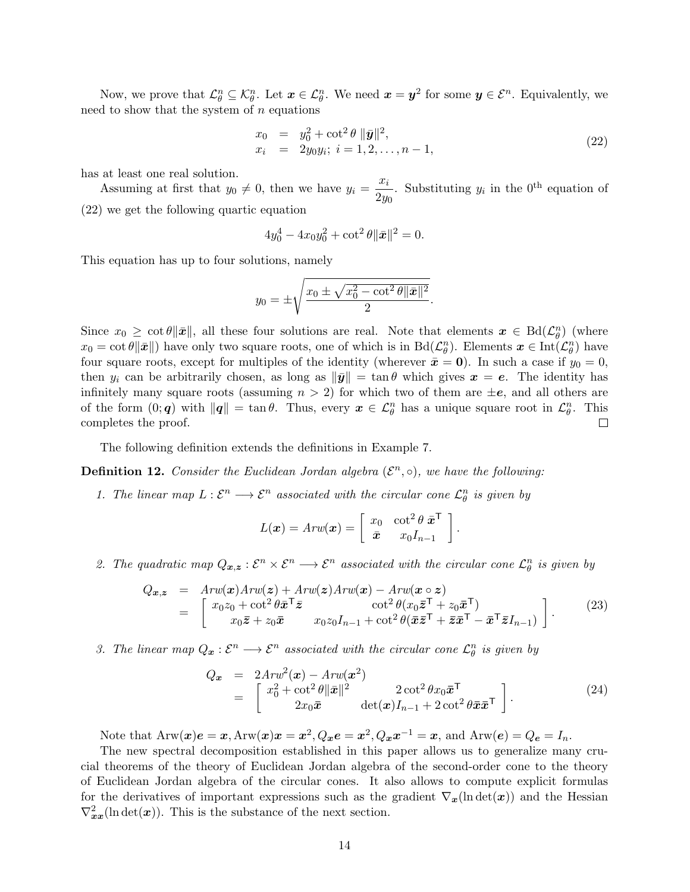Now, we prove that $\mathcal{L}^n_\theta \subseteq \mathcal{K}^n_\theta$. Let $\boldsymbol{x} \in \mathcal{L}^n_\theta$. We need $\boldsymbol{x} = \boldsymbol{y}^2$ for some $\boldsymbol{y} \in \mathcal{E}^n$. Equivalently, we need to show that the system of $n$ equations

$$\begin{array}{rcl} x_0 & = & y_0^2 + \cot^2\theta\,\|\bar{\boldsymbol{y}}\|^2, \\ x_i & = & 2y_0 y_i;\ i = 1, 2, \ldots, n-1, \end{array} \tag{22}$$

has at least one real solution.

Assuming at first that $y_0 \neq 0$, then we have $y_i = \dfrac{x_i}{2y_0}$. Substituting $y_i$ in the $0^{\text{th}}$ equation of (22) we get the following quartic equation

$$4y_0^4 - 4x_0 y_0^2 + \cot^2\theta \|\bar{\boldsymbol{x}}\|^2 = 0.$$

This equation has up to four solutions, namely

$$y_0 = \pm\sqrt{\frac{x_0 \pm \sqrt{x_0^2 - \cot^2\theta\|\bar{\boldsymbol{x}}\|^2}}{2}}.$$

Since $x_0 \geq \cot\theta\|\bar{\boldsymbol{x}}\|$, all these four solutions are real. Note that elements $\boldsymbol{x} \in \text{Bd}(\mathcal{L}^n_\theta)$ (where $x_0 = \cot\theta\|\bar{\boldsymbol{x}}\|$) have only two square roots, one of which is in $\text{Bd}(\mathcal{L}^n_\theta)$. Elements $\boldsymbol{x} \in \text{Int}(\mathcal{L}^n_\theta)$ have four square roots, except for multiples of the identity (wherever $\bar{\boldsymbol{x}} = \boldsymbol{0}$). In such a case if $y_0 = 0$, then $y_i$ can be arbitrarily chosen, as long as $\|\bar{\boldsymbol{y}}\| = \tan\theta$ which gives $\boldsymbol{x} = \boldsymbol{e}$. The identity has infinitely many square roots (assuming $n > 2$) for which two of them are $\pm\boldsymbol{e}$, and all others are of the form $(0; \boldsymbol{q})$ with $\|\boldsymbol{q}\| = \tan\theta$. Thus, every $\boldsymbol{x} \in \mathcal{L}^n_\theta$ has a unique square root in $\mathcal{L}^n_\theta$. This completes the proof. □

The following definition extends the definitions in Example 7.

**Definition 12.** *Consider the Euclidean Jordan algebra $(\mathcal{E}^n, \circ)$, we have the following:*

1. *The linear map $L : \mathcal{E}^n \longrightarrow \mathcal{E}^n$ associated with the circular cone $\mathcal{L}^n_\theta$ is given by*

$$L(\boldsymbol{x}) = Arw(\boldsymbol{x}) = \begin{bmatrix} x_0 & \cot^2\theta\,\bar{\boldsymbol{x}}^{\mathsf{T}} \\ \bar{\boldsymbol{x}} & x_0 I_{n-1} \end{bmatrix}.$$

2. *The quadratic map $Q_{\boldsymbol{x},\boldsymbol{z}} : \mathcal{E}^n \times \mathcal{E}^n \longrightarrow \mathcal{E}^n$ associated with the circular cone $\mathcal{L}^n_\theta$ is given by*

$$\begin{array}{rcl} Q_{\boldsymbol{x},\boldsymbol{z}} & = & Arw(\boldsymbol{x})Arw(\boldsymbol{z}) + Arw(\boldsymbol{z})Arw(\boldsymbol{x}) - Arw(\boldsymbol{x} \circ \boldsymbol{z}) \\ & = & \begin{bmatrix} x_0 z_0 + \cot^2\theta \bar{\boldsymbol{x}}^{\mathsf{T}}\bar{\boldsymbol{z}} & \cot^2\theta(x_0\bar{\boldsymbol{z}}^{\mathsf{T}} + z_0\bar{\boldsymbol{x}}^{\mathsf{T}}) \\ x_0\bar{\boldsymbol{z}} + z_0\bar{\boldsymbol{x}} & x_0 z_0 I_{n-1} + \cot^2\theta(\bar{\boldsymbol{x}}\bar{\boldsymbol{z}}^{\mathsf{T}} + \bar{\boldsymbol{z}}\bar{\boldsymbol{x}}^{\mathsf{T}} - \bar{\boldsymbol{x}}^{\mathsf{T}}\bar{\boldsymbol{z}} I_{n-1}) \end{bmatrix}. \end{array} \tag{23}$$

3. *The linear map $Q_{\boldsymbol{x}} : \mathcal{E}^n \longrightarrow \mathcal{E}^n$ associated with the circular cone $\mathcal{L}^n_\theta$ is given by*

$$\begin{array}{rcl} Q_{\boldsymbol{x}} & = & 2Arw^2(\boldsymbol{x}) - Arw(\boldsymbol{x}^2) \\ & = & \begin{bmatrix} x_0^2 + \cot^2\theta\|\bar{\boldsymbol{x}}\|^2 & 2\cot^2\theta x_0\bar{\boldsymbol{x}}^{\mathsf{T}} \\ 2x_0\bar{\boldsymbol{x}} & \det(\boldsymbol{x})I_{n-1} + 2\cot^2\theta\bar{\boldsymbol{x}}\bar{\boldsymbol{x}}^{\mathsf{T}} \end{bmatrix}. \end{array} \tag{24}$$

Note that $\text{Arw}(\boldsymbol{x})\boldsymbol{e} = \boldsymbol{x}, \text{Arw}(\boldsymbol{x})\boldsymbol{x} = \boldsymbol{x}^2, Q_{\boldsymbol{x}}\boldsymbol{e} = \boldsymbol{x}^2, Q_{\boldsymbol{x}}\boldsymbol{x}^{-1} = \boldsymbol{x}$, and $\text{Arw}(\boldsymbol{e}) = Q_{\boldsymbol{e}} = I_n$.

The new spectral decomposition established in this paper allows us to generalize many crucial theorems of the theory of Euclidean Jordan algebra of the second-order cone to the theory of Euclidean Jordan algebra of the circular cones. It also allows to compute explicit formulas for the derivatives of important expressions such as the gradient $\nabla_{\boldsymbol{x}}(\ln\det(\boldsymbol{x}))$ and the Hessian $\nabla^2_{\boldsymbol{x}\boldsymbol{x}}(\ln\det(\boldsymbol{x}))$. This is the substance of the next section.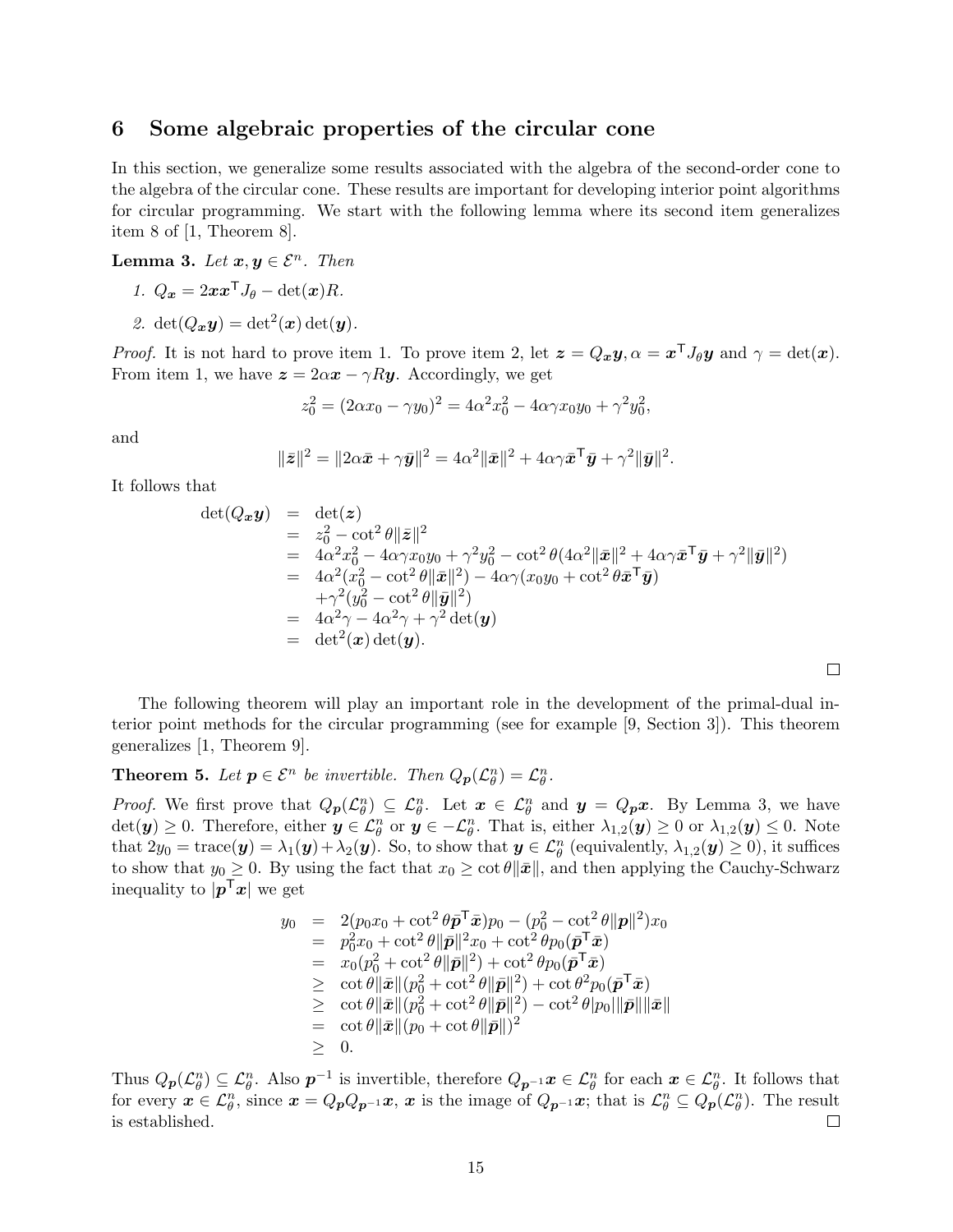## 6 Some algebraic properties of the circular cone

In this section, we generalize some results associated with the algebra of the second-order cone to the algebra of the circular cone. These results are important for developing interior point algorithms for circular programming. We start with the following lemma where its second item generalizes item 8 of [1, Theorem 8].

**Lemma 3.** *Let $\boldsymbol{x}, \boldsymbol{y} \in \mathcal{E}^n$. Then*

1. $Q_{\boldsymbol{x}} = 2\boldsymbol{x}\boldsymbol{x}^{\mathsf{T}} J_\theta - \det(\boldsymbol{x}) R$.
2. $\det(Q_{\boldsymbol{x}}\boldsymbol{y}) = \det^2(\boldsymbol{x}) \det(\boldsymbol{y})$.

*Proof.* It is not hard to prove item 1. To prove item 2, let $\boldsymbol{z} = Q_{\boldsymbol{x}}\boldsymbol{y}, \alpha = \boldsymbol{x}^{\mathsf{T}} J_\theta \boldsymbol{y}$ and $\gamma = \det(\boldsymbol{x})$. From item 1, we have $\boldsymbol{z} = 2\alpha\boldsymbol{x} - \gamma R\boldsymbol{y}$. Accordingly, we get

$$z_0^2 = (2\alpha x_0 - \gamma y_0)^2 = 4\alpha^2 x_0^2 - 4\alpha\gamma x_0 y_0 + \gamma^2 y_0^2,$$

and

$$\|\bar{\boldsymbol{z}}\|^2 = \|2\alpha\bar{\boldsymbol{x}} + \gamma\bar{\boldsymbol{y}}\|^2 = 4\alpha^2\|\bar{\boldsymbol{x}}\|^2 + 4\alpha\gamma\bar{\boldsymbol{x}}^{\mathsf{T}}\bar{\boldsymbol{y}} + \gamma^2\|\bar{\boldsymbol{y}}\|^2.$$

It follows that

$$\begin{aligned}
\det(Q_{\boldsymbol{x}}\boldsymbol{y}) &= \det(\boldsymbol{z}) \\
&= z_0^2 - \cot^2\theta\|\bar{\boldsymbol{z}}\|^2 \\
&= 4\alpha^2 x_0^2 - 4\alpha\gamma x_0 y_0 + \gamma^2 y_0^2 - \cot^2\theta(4\alpha^2\|\bar{\boldsymbol{x}}\|^2 + 4\alpha\gamma\bar{\boldsymbol{x}}^{\mathsf{T}}\bar{\boldsymbol{y}} + \gamma^2\|\bar{\boldsymbol{y}}\|^2) \\
&= 4\alpha^2(x_0^2 - \cot^2\theta\|\bar{\boldsymbol{x}}\|^2) - 4\alpha\gamma(x_0 y_0 + \cot^2\theta\bar{\boldsymbol{x}}^{\mathsf{T}}\bar{\boldsymbol{y}}) \\
&\quad + \gamma^2(y_0^2 - \cot^2\theta\|\bar{\boldsymbol{y}}\|^2) \\
&= 4\alpha^2\gamma - 4\alpha^2\gamma + \gamma^2\det(\boldsymbol{y}) \\
&= \det^2(\boldsymbol{x})\det(\boldsymbol{y}).
\end{aligned}$$

□

The following theorem will play an important role in the development of the primal-dual interior point methods for the circular programming (see for example [9, Section 3]). This theorem generalizes [1, Theorem 9].

**Theorem 5.** *Let $\boldsymbol{p} \in \mathcal{E}^n$ be invertible. Then $Q_{\boldsymbol{p}}(\mathcal{L}_\theta^n) = \mathcal{L}_\theta^n$.*

*Proof.* We first prove that $Q_{\boldsymbol{p}}(\mathcal{L}_\theta^n) \subseteq \mathcal{L}_\theta^n$. Let $\boldsymbol{x} \in \mathcal{L}_\theta^n$ and $\boldsymbol{y} = Q_{\boldsymbol{p}}\boldsymbol{x}$. By Lemma 3, we have $\det(\boldsymbol{y}) \geq 0$. Therefore, either $\boldsymbol{y} \in \mathcal{L}_\theta^n$ or $\boldsymbol{y} \in -\mathcal{L}_\theta^n$. That is, either $\lambda_{1,2}(\boldsymbol{y}) \geq 0$ or $\lambda_{1,2}(\boldsymbol{y}) \leq 0$. Note that $2y_0 = \text{trace}(\boldsymbol{y}) = \lambda_1(\boldsymbol{y}) + \lambda_2(\boldsymbol{y})$. So, to show that $\boldsymbol{y} \in \mathcal{L}_\theta^n$ (equivalently, $\lambda_{1,2}(\boldsymbol{y}) \geq 0$), it suffices to show that $y_0 \geq 0$. By using the fact that $x_0 \geq \cot\theta\|\bar{\boldsymbol{x}}\|$, and then applying the Cauchy-Schwarz inequality to $|\boldsymbol{p}^{\mathsf{T}}\boldsymbol{x}|$ we get

$$\begin{aligned}
y_0 &= 2(p_0 x_0 + \cot^2\theta\bar{\boldsymbol{p}}^{\mathsf{T}}\bar{\boldsymbol{x}})p_0 - (p_0^2 - \cot^2\theta\|\boldsymbol{p}\|^2)x_0 \\
&= p_0^2 x_0 + \cot^2\theta\|\bar{\boldsymbol{p}}\|^2 x_0 + \cot^2\theta p_0(\bar{\boldsymbol{p}}^{\mathsf{T}}\bar{\boldsymbol{x}}) \\
&= x_0(p_0^2 + \cot^2\theta\|\bar{\boldsymbol{p}}\|^2) + \cot^2\theta p_0(\bar{\boldsymbol{p}}^{\mathsf{T}}\bar{\boldsymbol{x}}) \\
&\geq \cot\theta\|\bar{\boldsymbol{x}}\|(p_0^2 + \cot^2\theta\|\bar{\boldsymbol{p}}\|^2) + \cot\theta^2 p_0(\bar{\boldsymbol{p}}^{\mathsf{T}}\bar{\boldsymbol{x}}) \\
&\geq \cot\theta\|\bar{\boldsymbol{x}}\|(p_0^2 + \cot^2\theta\|\bar{\boldsymbol{p}}\|^2) - \cot^2\theta|p_0|\|\bar{\boldsymbol{p}}\|\|\bar{\boldsymbol{x}}\| \\
&= \cot\theta\|\bar{\boldsymbol{x}}\|(p_0 + \cot\theta\|\bar{\boldsymbol{p}}\|)^2 \\
&\geq 0.
\end{aligned}$$

Thus $Q_{\boldsymbol{p}}(\mathcal{L}_\theta^n) \subseteq \mathcal{L}_\theta^n$. Also $\boldsymbol{p}^{-1}$ is invertible, therefore $Q_{\boldsymbol{p}^{-1}}\boldsymbol{x} \in \mathcal{L}_\theta^n$ for each $\boldsymbol{x} \in \mathcal{L}_\theta^n$. It follows that for every $\boldsymbol{x} \in \mathcal{L}_\theta^n$, since $\boldsymbol{x} = Q_{\boldsymbol{p}}Q_{\boldsymbol{p}^{-1}}\boldsymbol{x}$, $\boldsymbol{x}$ is the image of $Q_{\boldsymbol{p}^{-1}}\boldsymbol{x}$; that is $\mathcal{L}_\theta^n \subseteq Q_{\boldsymbol{p}}(\mathcal{L}_\theta^n)$. The result is established. □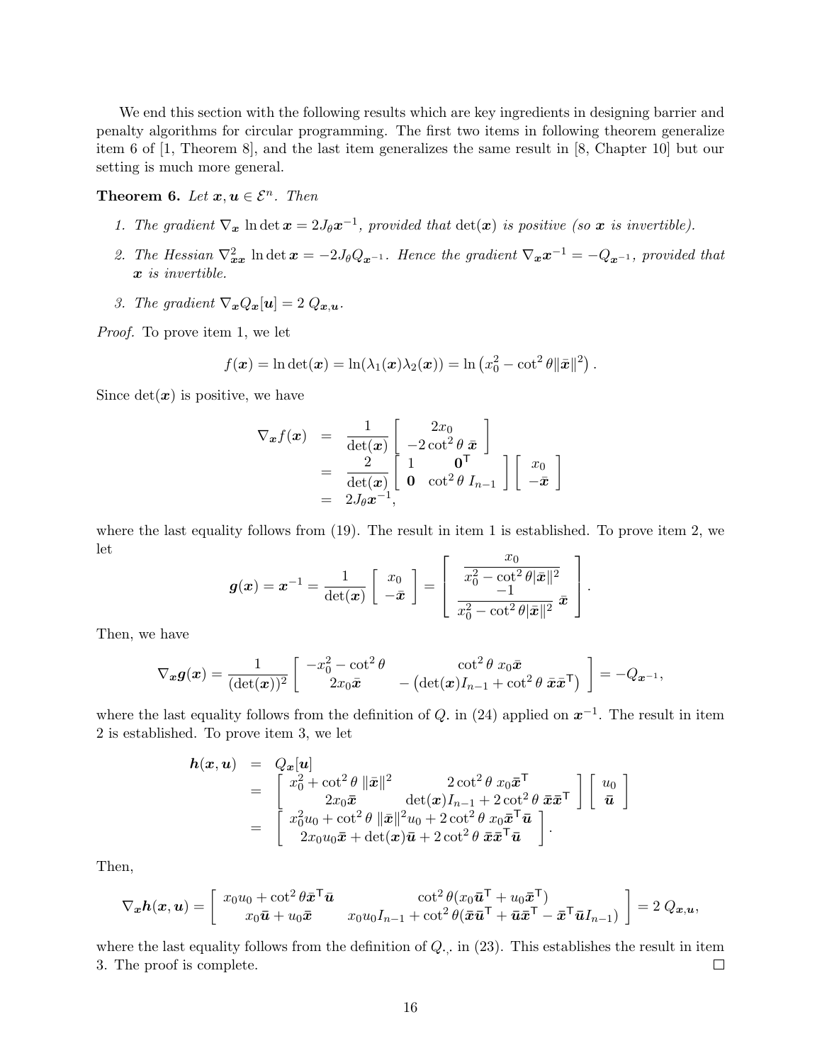We end this section with the following results which are key ingredients in designing barrier and penalty algorithms for circular programming. The first two items in following theorem generalize item 6 of [1, Theorem 8], and the last item generalizes the same result in [8, Chapter 10] but our setting is much more general.

**Theorem 6.** *Let $\boldsymbol{x}, \boldsymbol{u} \in \mathcal{E}^n$. Then*

1. *The gradient $\nabla_{\boldsymbol{x}} \ln \det \boldsymbol{x} = 2 J_\theta \boldsymbol{x}^{-1}$, provided that $\det(\boldsymbol{x})$ is positive (so $\boldsymbol{x}$ is invertible).*
2. *The Hessian $\nabla^2_{\boldsymbol{xx}} \ln \det \boldsymbol{x} = -2 J_\theta Q_{\boldsymbol{x}^{-1}}$. Hence the gradient $\nabla_{\boldsymbol{x}} \boldsymbol{x}^{-1} = -Q_{\boldsymbol{x}^{-1}}$, provided that $\boldsymbol{x}$ is invertible.*
3. *The gradient $\nabla_{\boldsymbol{x}} Q_{\boldsymbol{x}}[\boldsymbol{u}] = 2\; Q_{\boldsymbol{x},\boldsymbol{u}}$.*

*Proof.* To prove item 1, we let

$$f(\boldsymbol{x}) = \ln \det(\boldsymbol{x}) = \ln(\lambda_1(\boldsymbol{x})\lambda_2(\boldsymbol{x})) = \ln\left(x_0^2 - \cot^2\theta \|\bar{\boldsymbol{x}}\|^2\right).$$

Since $\det(\boldsymbol{x})$ is positive, we have

$$\begin{aligned}
\nabla_{\boldsymbol{x}} f(\boldsymbol{x}) &= \frac{1}{\det(\boldsymbol{x})} \begin{bmatrix} 2x_0 \\ -2\cot^2\theta\; \bar{\boldsymbol{x}} \end{bmatrix} \\
&= \frac{2}{\det(\boldsymbol{x})} \begin{bmatrix} 1 & \boldsymbol{0}^{\mathsf{T}} \\ \boldsymbol{0} & \cot^2\theta\; I_{n-1} \end{bmatrix} \begin{bmatrix} x_0 \\ -\bar{\boldsymbol{x}} \end{bmatrix} \\
&= 2 J_\theta \boldsymbol{x}^{-1},
\end{aligned}$$

where the last equality follows from (19). The result in item 1 is established. To prove item 2, we let

$$\boldsymbol{g}(\boldsymbol{x}) = \boldsymbol{x}^{-1} = \frac{1}{\det(\boldsymbol{x})} \begin{bmatrix} x_0 \\ -\bar{\boldsymbol{x}} \end{bmatrix} = \begin{bmatrix} \dfrac{x_0}{x_0^2 - \cot^2\theta |\bar{\boldsymbol{x}}\|^2} \\ \dfrac{-1}{x_0^2 - \cot^2\theta |\bar{\boldsymbol{x}}\|^2}\; \bar{\boldsymbol{x}} \end{bmatrix}.$$

Then, we have

$$\nabla_{\boldsymbol{x}} \boldsymbol{g}(\boldsymbol{x}) = \frac{1}{(\det(\boldsymbol{x}))^2} \begin{bmatrix} -x_0^2 - \cot^2\theta & \cot^2\theta\; x_0 \bar{\boldsymbol{x}} \\ 2x_0 \bar{\boldsymbol{x}} & -\left(\det(\boldsymbol{x}) I_{n-1} + \cot^2\theta\; \bar{\boldsymbol{x}}\bar{\boldsymbol{x}}^{\mathsf{T}}\right) \end{bmatrix} = -Q_{\boldsymbol{x}^{-1}},$$

where the last equality follows from the definition of $Q_{\cdot}$ in (24) applied on $\boldsymbol{x}^{-1}$. The result in item 2 is established. To prove item 3, we let

$$\begin{aligned}
\boldsymbol{h}(\boldsymbol{x}, \boldsymbol{u}) &= Q_{\boldsymbol{x}}[\boldsymbol{u}] \\
&= \begin{bmatrix} x_0^2 + \cot^2\theta\; \|\bar{\boldsymbol{x}}\|^2 & 2\cot^2\theta\; x_0 \bar{\boldsymbol{x}}^{\mathsf{T}} \\ 2x_0 \bar{\boldsymbol{x}} & \det(\boldsymbol{x}) I_{n-1} + 2\cot^2\theta\; \bar{\boldsymbol{x}}\bar{\boldsymbol{x}}^{\mathsf{T}} \end{bmatrix} \begin{bmatrix} u_0 \\ \bar{\boldsymbol{u}} \end{bmatrix} \\
&= \begin{bmatrix} x_0^2 u_0 + \cot^2\theta\; \|\bar{\boldsymbol{x}}\|^2 u_0 + 2\cot^2\theta\; x_0 \bar{\boldsymbol{x}}^{\mathsf{T}} \bar{\boldsymbol{u}} \\ 2x_0 u_0 \bar{\boldsymbol{x}} + \det(\boldsymbol{x}) \bar{\boldsymbol{u}} + 2\cot^2\theta\; \bar{\boldsymbol{x}}\bar{\boldsymbol{x}}^{\mathsf{T}} \bar{\boldsymbol{u}} \end{bmatrix}.
\end{aligned}$$

Then,

$$\nabla_{\boldsymbol{x}} \boldsymbol{h}(\boldsymbol{x}, \boldsymbol{u}) = \begin{bmatrix} x_0 u_0 + \cot^2\theta \bar{\boldsymbol{x}}^{\mathsf{T}} \bar{\boldsymbol{u}} & \cot^2\theta (x_0 \bar{\boldsymbol{u}}^{\mathsf{T}} + u_0 \bar{\boldsymbol{x}}^{\mathsf{T}}) \\ x_0 \bar{\boldsymbol{u}} + u_0 \bar{\boldsymbol{x}} & x_0 u_0 I_{n-1} + \cot^2\theta (\bar{\boldsymbol{x}}\bar{\boldsymbol{u}}^{\mathsf{T}} + \bar{\boldsymbol{u}}\bar{\boldsymbol{x}}^{\mathsf{T}} - \bar{\boldsymbol{x}}^{\mathsf{T}} \bar{\boldsymbol{u}} I_{n-1}) \end{bmatrix} = 2\; Q_{\boldsymbol{x},\boldsymbol{u}},$$

where the last equality follows from the definition of $Q_{\cdot,\cdot}$ in (23). This establishes the result in item 3. The proof is complete. ☐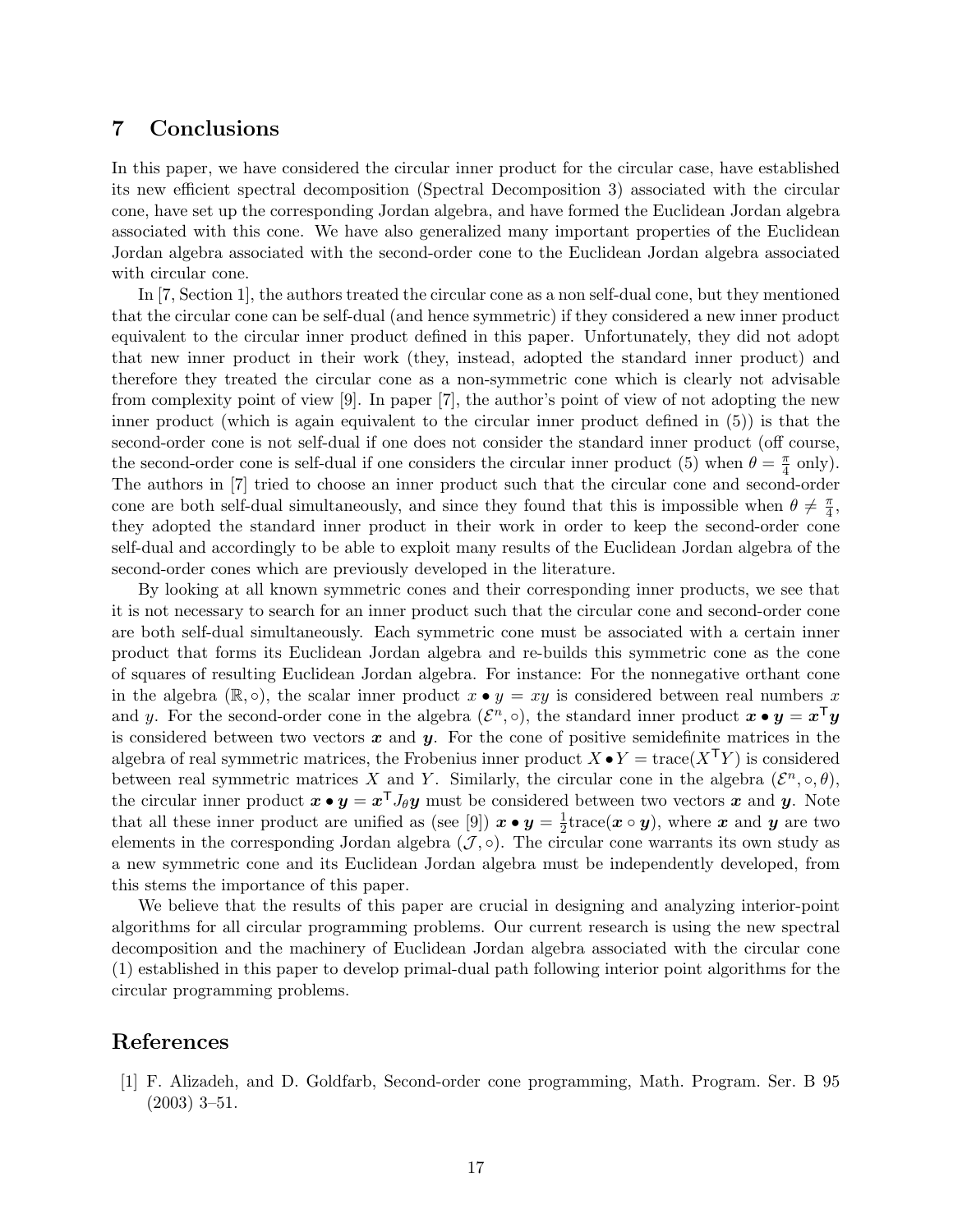## 7 Conclusions

In this paper, we have considered the circular inner product for the circular case, have established its new efficient spectral decomposition (Spectral Decomposition 3) associated with the circular cone, have set up the corresponding Jordan algebra, and have formed the Euclidean Jordan algebra associated with this cone. We have also generalized many important properties of the Euclidean Jordan algebra associated with the second-order cone to the Euclidean Jordan algebra associated with circular cone.

In [7, Section 1], the authors treated the circular cone as a non self-dual cone, but they mentioned that the circular cone can be self-dual (and hence symmetric) if they considered a new inner product equivalent to the circular inner product defined in this paper. Unfortunately, they did not adopt that new inner product in their work (they, instead, adopted the standard inner product) and therefore they treated the circular cone as a non-symmetric cone which is clearly not advisable from complexity point of view [9]. In paper [7], the author's point of view of not adopting the new inner product (which is again equivalent to the circular inner product defined in (5)) is that the second-order cone is not self-dual if one does not consider the standard inner product (off course, the second-order cone is self-dual if one considers the circular inner product (5) when $\theta = \frac{\pi}{4}$ only). The authors in [7] tried to choose an inner product such that the circular cone and second-order cone are both self-dual simultaneously, and since they found that this is impossible when $\theta \neq \frac{\pi}{4}$, they adopted the standard inner product in their work in order to keep the second-order cone self-dual and accordingly to be able to exploit many results of the Euclidean Jordan algebra of the second-order cones which are previously developed in the literature.

By looking at all known symmetric cones and their corresponding inner products, we see that it is not necessary to search for an inner product such that the circular cone and second-order cone are both self-dual simultaneously. Each symmetric cone must be associated with a certain inner product that forms its Euclidean Jordan algebra and re-builds this symmetric cone as the cone of squares of resulting Euclidean Jordan algebra. For instance: For the nonnegative orthant cone in the algebra $(\mathbb{R}, \circ)$, the scalar inner product $x \bullet y = xy$ is considered between real numbers $x$ and $y$. For the second-order cone in the algebra $(\mathcal{E}^n, \circ)$, the standard inner product $\boldsymbol{x} \bullet \boldsymbol{y} = \boldsymbol{x}^{\mathsf{T}}\boldsymbol{y}$ is considered between two vectors $\boldsymbol{x}$ and $\boldsymbol{y}$. For the cone of positive semidefinite matrices in the algebra of real symmetric matrices, the Frobenius inner product $X \bullet Y = \text{trace}(X^{\mathsf{T}}Y)$ is considered between real symmetric matrices $X$ and $Y$. Similarly, the circular cone in the algebra $(\mathcal{E}^n, \circ, \theta)$, the circular inner product $\boldsymbol{x} \bullet \boldsymbol{y} = \boldsymbol{x}^{\mathsf{T}} J_\theta \boldsymbol{y}$ must be considered between two vectors $\boldsymbol{x}$ and $\boldsymbol{y}$. Note that all these inner product are unified as (see [9]) $\boldsymbol{x} \bullet \boldsymbol{y} = \frac{1}{2}\text{trace}(\boldsymbol{x} \circ \boldsymbol{y})$, where $\boldsymbol{x}$ and $\boldsymbol{y}$ are two elements in the corresponding Jordan algebra $(\mathcal{J}, \circ)$. The circular cone warrants its own study as a new symmetric cone and its Euclidean Jordan algebra must be independently developed, from this stems the importance of this paper.

We believe that the results of this paper are crucial in designing and analyzing interior-point algorithms for all circular programming problems. Our current research is using the new spectral decomposition and the machinery of Euclidean Jordan algebra associated with the circular cone (1) established in this paper to develop primal-dual path following interior point algorithms for the circular programming problems.

## References

[1] F. Alizadeh, and D. Goldfarb, Second-order cone programming, Math. Program. Ser. B 95 (2003) 3–51.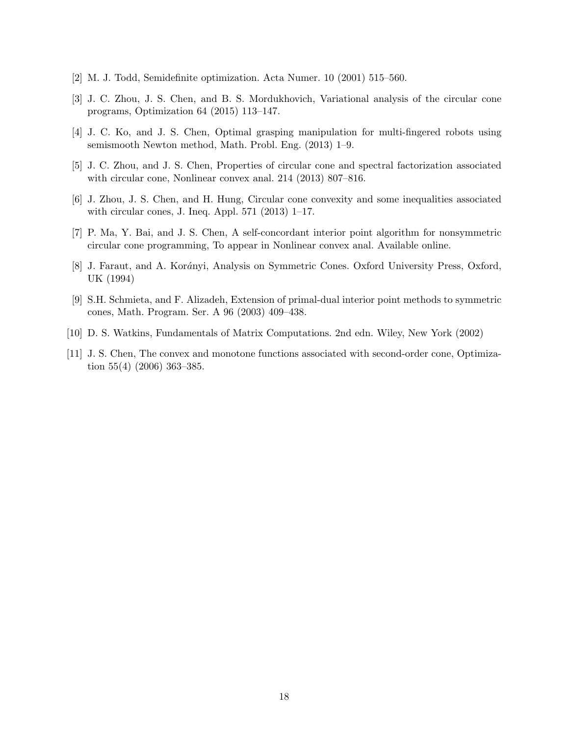[2] M. J. Todd, Semidefinite optimization. Acta Numer. 10 (2001) 515–560.

[3] J. C. Zhou, J. S. Chen, and B. S. Mordukhovich, Variational analysis of the circular cone programs, Optimization 64 (2015) 113–147.

[4] J. C. Ko, and J. S. Chen, Optimal grasping manipulation for multi-fingered robots using semismooth Newton method, Math. Probl. Eng. (2013) 1–9.

[5] J. C. Zhou, and J. S. Chen, Properties of circular cone and spectral factorization associated with circular cone, Nonlinear convex anal. 214 (2013) 807–816.

[6] J. Zhou, J. S. Chen, and H. Hung, Circular cone convexity and some inequalities associated with circular cones, J. Ineq. Appl. 571 (2013) 1–17.

[7] P. Ma, Y. Bai, and J. S. Chen, A self-concordant interior point algorithm for nonsymmetric circular cone programming, To appear in Nonlinear convex anal. Available online.

[8] J. Faraut, and A. Korányi, Analysis on Symmetric Cones. Oxford University Press, Oxford, UK (1994)

[9] S.H. Schmieta, and F. Alizadeh, Extension of primal-dual interior point methods to symmetric cones, Math. Program. Ser. A 96 (2003) 409–438.

[10] D. S. Watkins, Fundamentals of Matrix Computations. 2nd edn. Wiley, New York (2002)

[11] J. S. Chen, The convex and monotone functions associated with second-order cone, Optimization 55(4) (2006) 363–385.